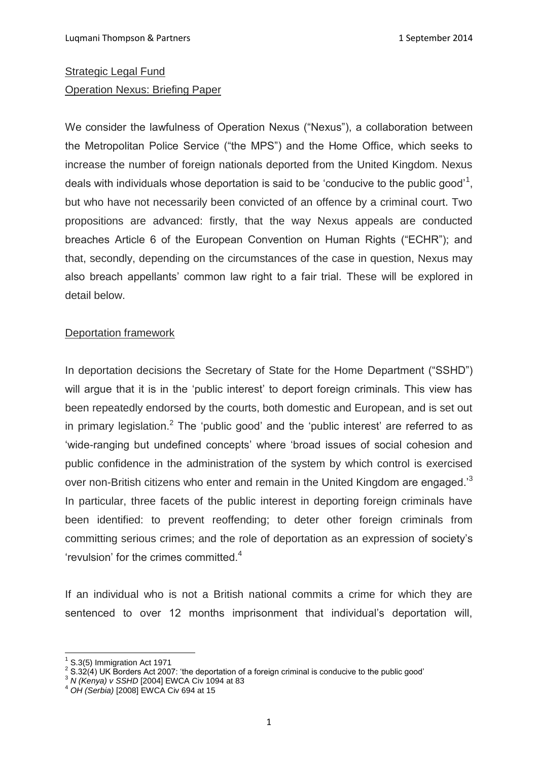Luqmani Thompson & Partners 1 September 2014

Strategic Legal Fund

Operation Nexus: Briefing Paper

We consider the lawfulness of Operation Nexus ("Nexus"), a collaboration between the Metropolitan Police Service ("the MPS") and the Home Office, which seeks to increase the number of foreign nationals deported from the United Kingdom. Nexus deals with individuals whose deportation is said to be 'conducive to the public good'[1], but who have not necessarily been convicted of an offence by a criminal court. Two propositions are advanced: firstly, that the way Nexus appeals are conducted breaches Article 6 of the European Convention on Human Rights ("ECHR"); and that, secondly, depending on the circumstances of the case in question, Nexus may also breach appellants' common law right to a fair trial. These will be explored in detail below.

## Deportation framework

In deportation decisions the Secretary of State for the Home Department ("SSHD") will argue that it is in the 'public interest' to deport foreign criminals. This view has been repeatedly endorsed by the courts, both domestic and European, and is set out in primary legislation.[2] The 'public good' and the 'public interest' are referred to as 'wide-ranging but undefined concepts' where 'broad issues of social cohesion and public confidence in the administration of the system by which control is exercised over non-British citizens who enter and remain in the United Kingdom are engaged.'[3] In particular, three facets of the public interest in deporting foreign criminals have been identified: to prevent reoffending; to deter other foreign criminals from committing serious crimes; and the role of deportation as an expression of society's 'revulsion' for the crimes committed.[4]

If an individual who is not a British national commits a crime for which they are sentenced to over 12 months imprisonment that individual's deportation will,

---

[1] S.3(5) Immigration Act 1971

[2] S.32(4) UK Borders Act 2007: 'the deportation of a foreign criminal is conducive to the public good'

[3] *N (Kenya) v SSHD* [2004] EWCA Civ 1094 at 83

[4] *OH (Serbia)* [2008] EWCA Civ 694 at 15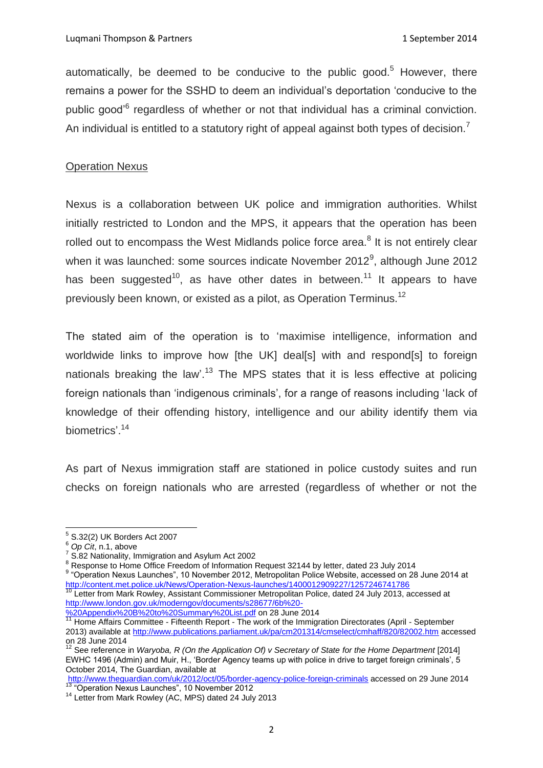automatically, be deemed to be conducive to the public good.[5] However, there remains a power for the SSHD to deem an individual's deportation 'conducive to the public good'[6] regardless of whether or not that individual has a criminal conviction. An individual is entitled to a statutory right of appeal against both types of decision.[7]

## Operation Nexus

Nexus is a collaboration between UK police and immigration authorities. Whilst initially restricted to London and the MPS, it appears that the operation has been rolled out to encompass the West Midlands police force area.[8] It is not entirely clear when it was launched: some sources indicate November 2012[9], although June 2012 has been suggested[10], as have other dates in between.[11] It appears to have previously been known, or existed as a pilot, as Operation Terminus.[12]

The stated aim of the operation is to 'maximise intelligence, information and worldwide links to improve how [the UK] deal[s] with and respond[s] to foreign nationals breaking the law'.[13] The MPS states that it is less effective at policing foreign nationals than 'indigenous criminals', for a range of reasons including 'lack of knowledge of their offending history, intelligence and our ability identify them via biometrics'.[14]

As part of Nexus immigration staff are stationed in police custody suites and run checks on foreign nationals who are arrested (regardless of whether or not the

---

[5] S.32(2) UK Borders Act 2007

[6] *Op Cit*, n.1, above

[7] S.82 Nationality, Immigration and Asylum Act 2002

[8] Response to Home Office Freedom of Information Request 32144 by letter, dated 23 July 2014

[9] "Operation Nexus Launches", 10 November 2012, Metropolitan Police Website, accessed on 28 June 2014 at http://content.met.police.uk/News/Operation-Nexus-launches/1400012909227/1257246741786

[10] Letter from Mark Rowley, Assistant Commissioner Metropolitan Police, dated 24 July 2013, accessed at http://www.london.gov.uk/moderngov/documents/s28677/6b%20-%20Appendix%20B%20to%20Summary%20List.pdf on 28 June 2014

[11] Home Affairs Committee - Fifteenth Report - The work of the Immigration Directorates (April - September 2013) available at http://www.publications.parliament.uk/pa/cm201314/cmselect/cmhaff/820/82002.htm accessed on 28 June 2014

[12] See reference in *Waryoba, R (On the Application Of) v Secretary of State for the Home Department* [2014] EWHC 1496 (Admin) and Muir, H., 'Border Agency teams up with police in drive to target foreign criminals', 5 October 2014, The Guardian, available at http://www.theguardian.com/uk/2012/oct/05/border-agency-police-foreign-criminals accessed on 29 June 2014

[13] "Operation Nexus Launches", 10 November 2012

[14] Letter from Mark Rowley (AC, MPS) dated 24 July 2013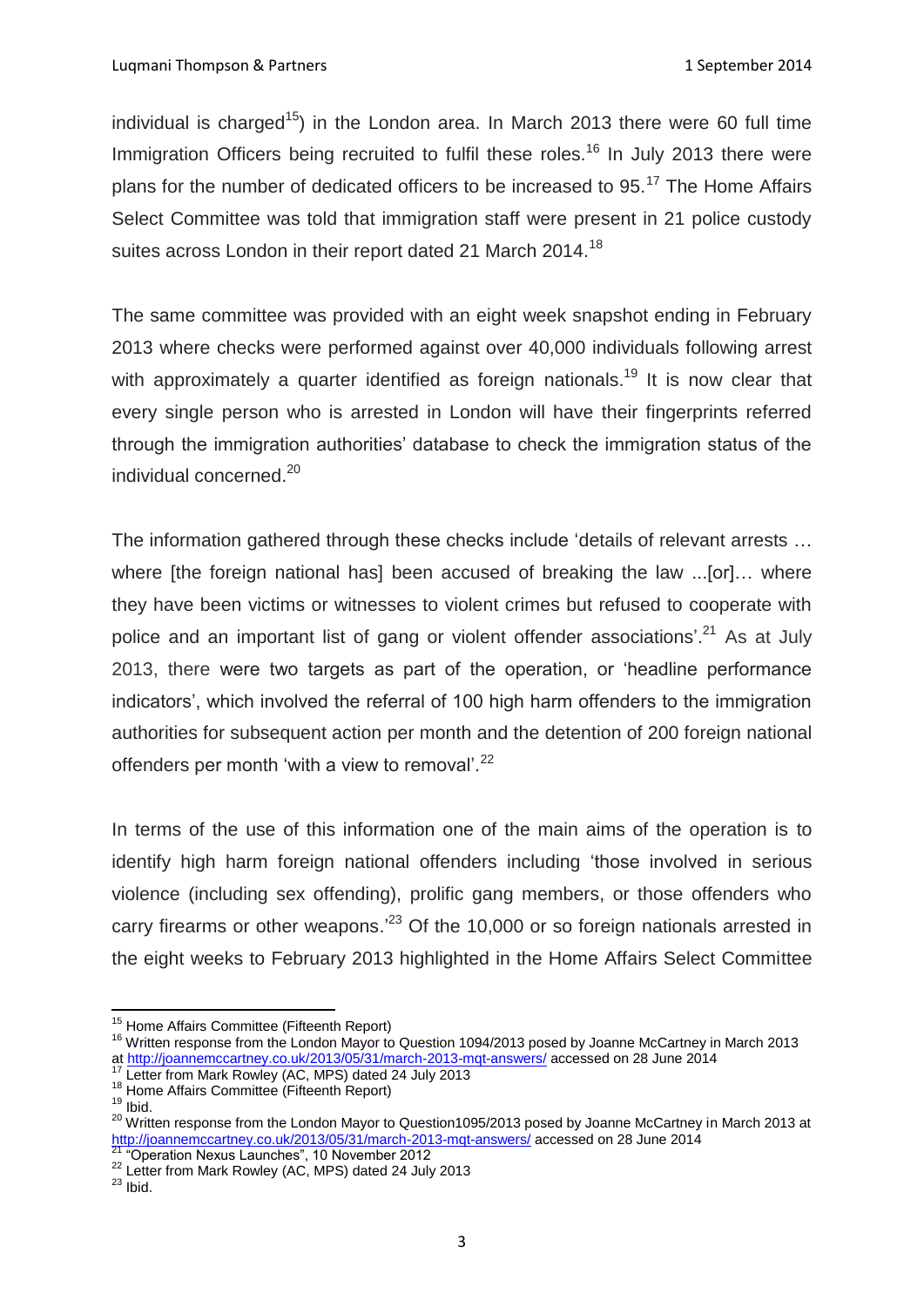individual is charged[15]) in the London area. In March 2013 there were 60 full time Immigration Officers being recruited to fulfil these roles.[16] In July 2013 there were plans for the number of dedicated officers to be increased to 95.[17] The Home Affairs Select Committee was told that immigration staff were present in 21 police custody suites across London in their report dated 21 March 2014.[18]

The same committee was provided with an eight week snapshot ending in February 2013 where checks were performed against over 40,000 individuals following arrest with approximately a quarter identified as foreign nationals.[19] It is now clear that every single person who is arrested in London will have their fingerprints referred through the immigration authorities' database to check the immigration status of the individual concerned.[20]

The information gathered through these checks include 'details of relevant arrests … where [the foreign national has] been accused of breaking the law ...[or]… where they have been victims or witnesses to violent crimes but refused to cooperate with police and an important list of gang or violent offender associations'.[21] As at July 2013, there were two targets as part of the operation, or 'headline performance indicators', which involved the referral of 100 high harm offenders to the immigration authorities for subsequent action per month and the detention of 200 foreign national offenders per month 'with a view to removal'.[22]

In terms of the use of this information one of the main aims of the operation is to identify high harm foreign national offenders including 'those involved in serious violence (including sex offending), prolific gang members, or those offenders who carry firearms or other weapons.'[23] Of the 10,000 or so foreign nationals arrested in the eight weeks to February 2013 highlighted in the Home Affairs Select Committee

---

[15] Home Affairs Committee (Fifteenth Report)

[16] Written response from the London Mayor to Question 1094/2013 posed by Joanne McCartney in March 2013 at http://joannemccartney.co.uk/2013/05/31/march-2013-mqt-answers/ accessed on 28 June 2014

[17] Letter from Mark Rowley (AC, MPS) dated 24 July 2013

[18] Home Affairs Committee (Fifteenth Report)

[19] Ibid.

[20] Written response from the London Mayor to Question1095/2013 posed by Joanne McCartney in March 2013 at http://joannemccartney.co.uk/2013/05/31/march-2013-mqt-answers/ accessed on 28 June 2014

[21] "Operation Nexus Launches", 10 November 2012

[22] Letter from Mark Rowley (AC, MPS) dated 24 July 2013

[23] Ibid.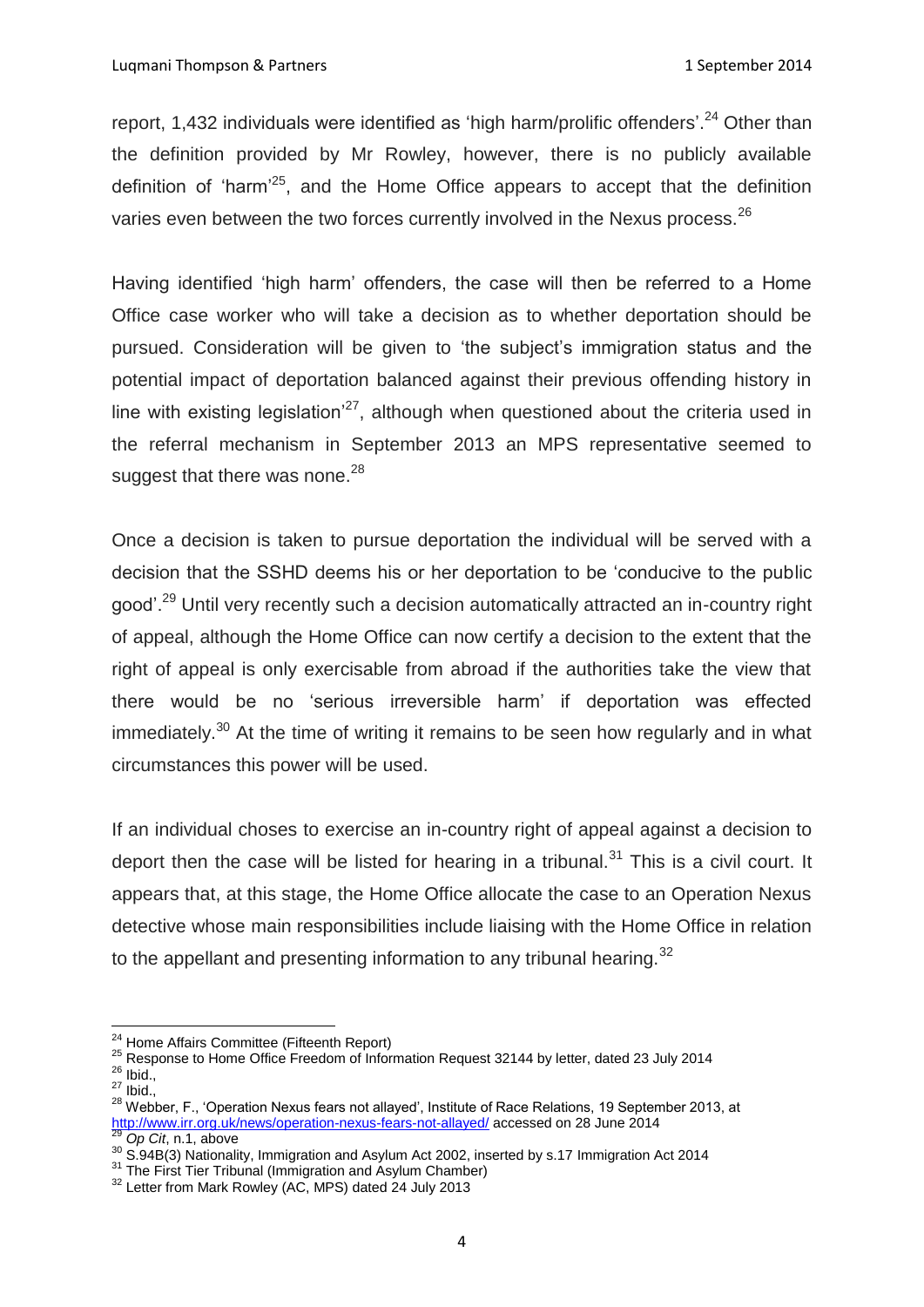report, 1,432 individuals were identified as 'high harm/prolific offenders'.[24] Other than the definition provided by Mr Rowley, however, there is no publicly available definition of 'harm'[25], and the Home Office appears to accept that the definition varies even between the two forces currently involved in the Nexus process.[26]

Having identified 'high harm' offenders, the case will then be referred to a Home Office case worker who will take a decision as to whether deportation should be pursued. Consideration will be given to 'the subject's immigration status and the potential impact of deportation balanced against their previous offending history in line with existing legislation'[27], although when questioned about the criteria used in the referral mechanism in September 2013 an MPS representative seemed to suggest that there was none.[28]

Once a decision is taken to pursue deportation the individual will be served with a decision that the SSHD deems his or her deportation to be 'conducive to the public good'.[29] Until very recently such a decision automatically attracted an in-country right of appeal, although the Home Office can now certify a decision to the extent that the right of appeal is only exercisable from abroad if the authorities take the view that there would be no 'serious irreversible harm' if deportation was effected immediately.[30] At the time of writing it remains to be seen how regularly and in what circumstances this power will be used.

If an individual choses to exercise an in-country right of appeal against a decision to deport then the case will be listed for hearing in a tribunal.[31] This is a civil court. It appears that, at this stage, the Home Office allocate the case to an Operation Nexus detective whose main responsibilities include liaising with the Home Office in relation to the appellant and presenting information to any tribunal hearing.[32]

---

[24] Home Affairs Committee (Fifteenth Report)

[25] Response to Home Office Freedom of Information Request 32144 by letter, dated 23 July 2014

[26] Ibid.,

[27] Ibid.,

[28] Webber, F., 'Operation Nexus fears not allayed', Institute of Race Relations, 19 September 2013, at http://www.irr.org.uk/news/operation-nexus-fears-not-allayed/ accessed on 28 June 2014

[29] *Op Cit*, n.1, above

[30] S.94B(3) Nationality, Immigration and Asylum Act 2002, inserted by s.17 Immigration Act 2014

[31] The First Tier Tribunal (Immigration and Asylum Chamber)

[32] Letter from Mark Rowley (AC, MPS) dated 24 July 2013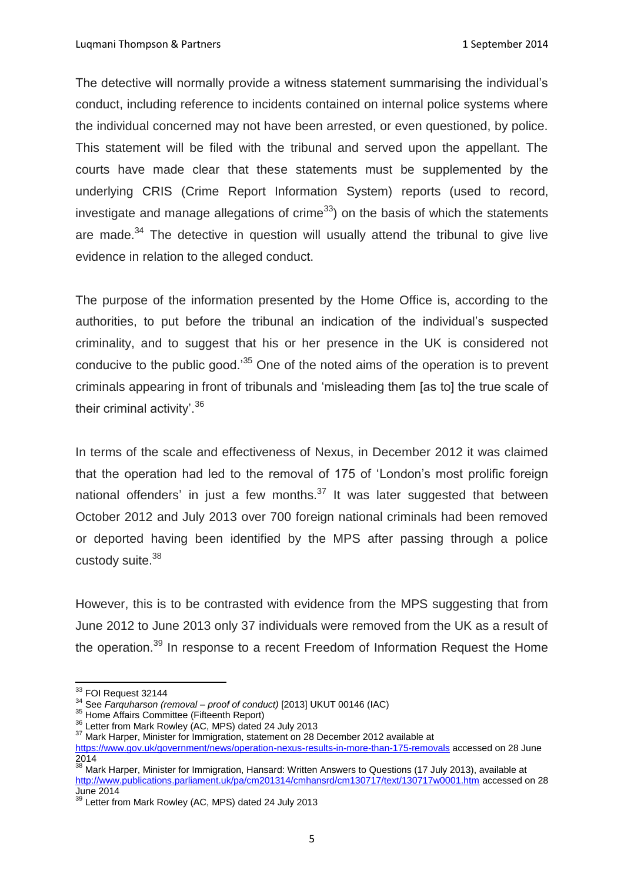The detective will normally provide a witness statement summarising the individual's conduct, including reference to incidents contained on internal police systems where the individual concerned may not have been arrested, or even questioned, by police. This statement will be filed with the tribunal and served upon the appellant. The courts have made clear that these statements must be supplemented by the underlying CRIS (Crime Report Information System) reports (used to record, investigate and manage allegations of crime[33]) on the basis of which the statements are made.[34] The detective in question will usually attend the tribunal to give live evidence in relation to the alleged conduct.

The purpose of the information presented by the Home Office is, according to the authorities, to put before the tribunal an indication of the individual's suspected criminality, and to suggest that his or her presence in the UK is considered not conducive to the public good.'[35] One of the noted aims of the operation is to prevent criminals appearing in front of tribunals and 'misleading them [as to] the true scale of their criminal activity'.[36]

In terms of the scale and effectiveness of Nexus, in December 2012 it was claimed that the operation had led to the removal of 175 of 'London's most prolific foreign national offenders' in just a few months.[37] It was later suggested that between October 2012 and July 2013 over 700 foreign national criminals had been removed or deported having been identified by the MPS after passing through a police custody suite.[38]

However, this is to be contrasted with evidence from the MPS suggesting that from June 2012 to June 2013 only 37 individuals were removed from the UK as a result of the operation.[39] In response to a recent Freedom of Information Request the Home

---

[33] FOI Request 32144

[34] See *Farquharson (removal – proof of conduct)* [2013] UKUT 00146 (IAC)

[35] Home Affairs Committee (Fifteenth Report)

[36] Letter from Mark Rowley (AC, MPS) dated 24 July 2013

[37] Mark Harper, Minister for Immigration, statement on 28 December 2012 available at https://www.gov.uk/government/news/operation-nexus-results-in-more-than-175-removals accessed on 28 June 2014

[38] Mark Harper, Minister for Immigration, Hansard: Written Answers to Questions (17 July 2013), available at http://www.publications.parliament.uk/pa/cm201314/cmhansrd/cm130717/text/130717w0001.htm accessed on 28 June 2014

[39] Letter from Mark Rowley (AC, MPS) dated 24 July 2013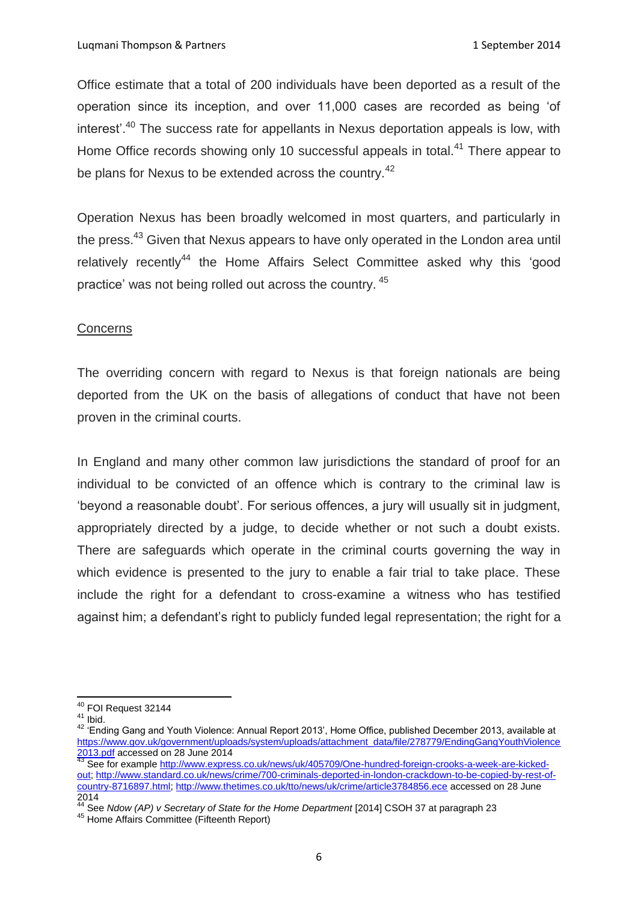Office estimate that a total of 200 individuals have been deported as a result of the operation since its inception, and over 11,000 cases are recorded as being 'of interest'.[40] The success rate for appellants in Nexus deportation appeals is low, with Home Office records showing only 10 successful appeals in total.[41] There appear to be plans for Nexus to be extended across the country.[42]

Operation Nexus has been broadly welcomed in most quarters, and particularly in the press.[43] Given that Nexus appears to have only operated in the London area until relatively recently[44] the Home Affairs Select Committee asked why this 'good practice' was not being rolled out across the country. [45]

## Concerns

The overriding concern with regard to Nexus is that foreign nationals are being deported from the UK on the basis of allegations of conduct that have not been proven in the criminal courts.

In England and many other common law jurisdictions the standard of proof for an individual to be convicted of an offence which is contrary to the criminal law is 'beyond a reasonable doubt'. For serious offences, a jury will usually sit in judgment, appropriately directed by a judge, to decide whether or not such a doubt exists. There are safeguards which operate in the criminal courts governing the way in which evidence is presented to the jury to enable a fair trial to take place. These include the right for a defendant to cross-examine a witness who has testified against him; a defendant's right to publicly funded legal representation; the right for a

---

[40] FOI Request 32144

[41] Ibid.

[42] 'Ending Gang and Youth Violence: Annual Report 2013', Home Office, published December 2013, available at https://www.gov.uk/government/uploads/system/uploads/attachment_data/file/278779/EndingGangYouthViolence2013.pdf accessed on 28 June 2014

[43] See for example http://www.express.co.uk/news/uk/405709/One-hundred-foreign-crooks-a-week-are-kicked-out; http://www.standard.co.uk/news/crime/700-criminals-deported-in-london-crackdown-to-be-copied-by-rest-of-country-8716897.html; http://www.thetimes.co.uk/tto/news/uk/crime/article3784856.ece accessed on 28 June 2014

[44] See *Ndow (AP) v Secretary of State for the Home Department* [2014] CSOH 37 at paragraph 23

[45] Home Affairs Committee (Fifteenth Report)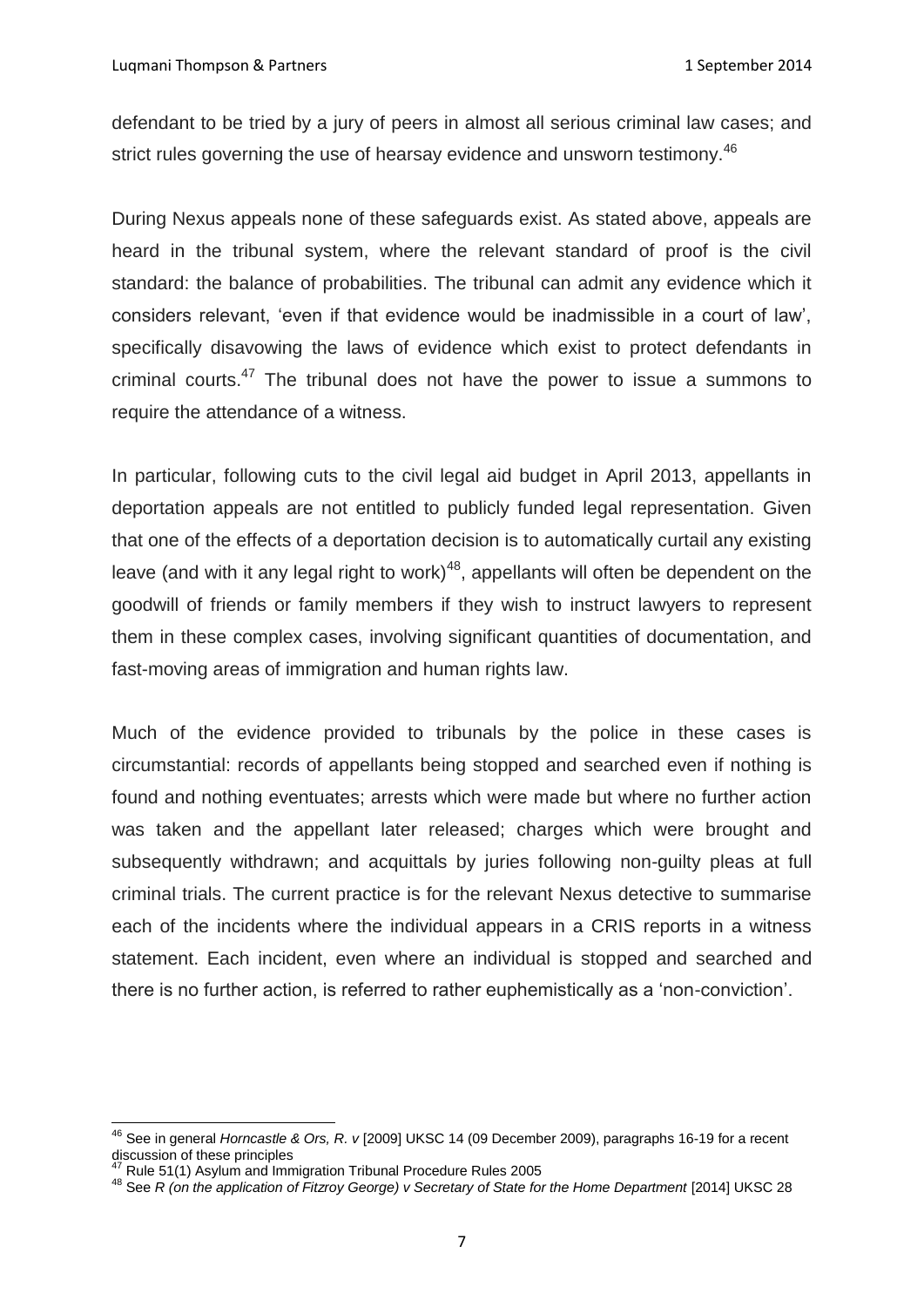defendant to be tried by a jury of peers in almost all serious criminal law cases; and strict rules governing the use of hearsay evidence and unsworn testimony.[46]

During Nexus appeals none of these safeguards exist. As stated above, appeals are heard in the tribunal system, where the relevant standard of proof is the civil standard: the balance of probabilities. The tribunal can admit any evidence which it considers relevant, 'even if that evidence would be inadmissible in a court of law', specifically disavowing the laws of evidence which exist to protect defendants in criminal courts.[47] The tribunal does not have the power to issue a summons to require the attendance of a witness.

In particular, following cuts to the civil legal aid budget in April 2013, appellants in deportation appeals are not entitled to publicly funded legal representation. Given that one of the effects of a deportation decision is to automatically curtail any existing leave (and with it any legal right to work)[48], appellants will often be dependent on the goodwill of friends or family members if they wish to instruct lawyers to represent them in these complex cases, involving significant quantities of documentation, and fast-moving areas of immigration and human rights law.

Much of the evidence provided to tribunals by the police in these cases is circumstantial: records of appellants being stopped and searched even if nothing is found and nothing eventuates; arrests which were made but where no further action was taken and the appellant later released; charges which were brought and subsequently withdrawn; and acquittals by juries following non-guilty pleas at full criminal trials. The current practice is for the relevant Nexus detective to summarise each of the incidents where the individual appears in a CRIS reports in a witness statement. Each incident, even where an individual is stopped and searched and there is no further action, is referred to rather euphemistically as a 'non-conviction'.

---

[46] See in general *Horncastle & Ors, R. v* [2009] UKSC 14 (09 December 2009), paragraphs 16-19 for a recent discussion of these principles

[47] Rule 51(1) Asylum and Immigration Tribunal Procedure Rules 2005

[48] See *R (on the application of Fitzroy George) v Secretary of State for the Home Department* [2014] UKSC 28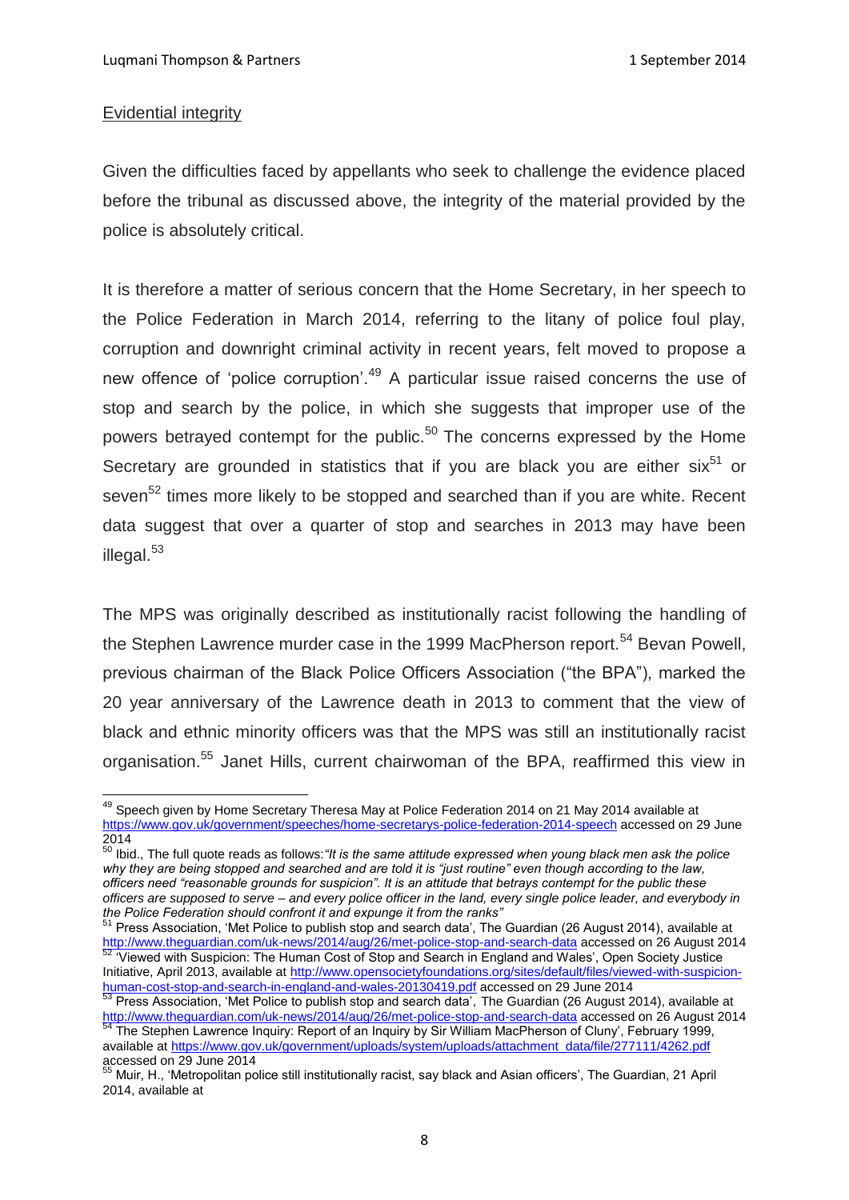Evidential integrity

Given the difficulties faced by appellants who seek to challenge the evidence placed before the tribunal as discussed above, the integrity of the material provided by the police is absolutely critical.

It is therefore a matter of serious concern that the Home Secretary, in her speech to the Police Federation in March 2014, referring to the litany of police foul play, corruption and downright criminal activity in recent years, felt moved to propose a new offence of 'police corruption'.[49] A particular issue raised concerns the use of stop and search by the police, in which she suggests that improper use of the powers betrayed contempt for the public.[50] The concerns expressed by the Home Secretary are grounded in statistics that if you are black you are either six[51] or seven[52] times more likely to be stopped and searched than if you are white. Recent data suggest that over a quarter of stop and searches in 2013 may have been illegal.[53]

The MPS was originally described as institutionally racist following the handling of the Stephen Lawrence murder case in the 1999 MacPherson report.[54] Bevan Powell, previous chairman of the Black Police Officers Association ("the BPA"), marked the 20 year anniversary of the Lawrence death in 2013 to comment that the view of black and ethnic minority officers was that the MPS was still an institutionally racist organisation.[55] Janet Hills, current chairwoman of the BPA, reaffirmed this view in

---

[49] Speech given by Home Secretary Theresa May at Police Federation 2014 on 21 May 2014 available at https://www.gov.uk/government/speeches/home-secretarys-police-federation-2014-speech accessed on 29 June 2014

[50] Ibid., The full quote reads as follows: *"It is the same attitude expressed when young black men ask the police why they are being stopped and searched and are told it is "just routine" even though according to the law, officers need "reasonable grounds for suspicion". It is an attitude that betrays contempt for the public these officers are supposed to serve – and every police officer in the land, every single police leader, and everybody in the Police Federation should confront it and expunge it from the ranks"*

[51] Press Association, 'Met Police to publish stop and search data', The Guardian (26 August 2014), available at http://www.theguardian.com/uk-news/2014/aug/26/met-police-stop-and-search-data accessed on 26 August 2014

[52] 'Viewed with Suspicion: The Human Cost of Stop and Search in England and Wales', Open Society Justice Initiative, April 2013, available at http://www.opensocietyfoundations.org/sites/default/files/viewed-with-suspicion-human-cost-stop-and-search-in-england-and-wales-20130419.pdf accessed on 29 June 2014

[53] Press Association, 'Met Police to publish stop and search data', The Guardian (26 August 2014), available at http://www.theguardian.com/uk-news/2014/aug/26/met-police-stop-and-search-data accessed on 26 August 2014

[54] The Stephen Lawrence Inquiry: Report of an Inquiry by Sir William MacPherson of Cluny', February 1999, available at https://www.gov.uk/government/uploads/system/uploads/attachment_data/file/277111/4262.pdf accessed on 29 June 2014

[55] Muir, H., 'Metropolitan police still institutionally racist, say black and Asian officers', The Guardian, 21 April 2014, available at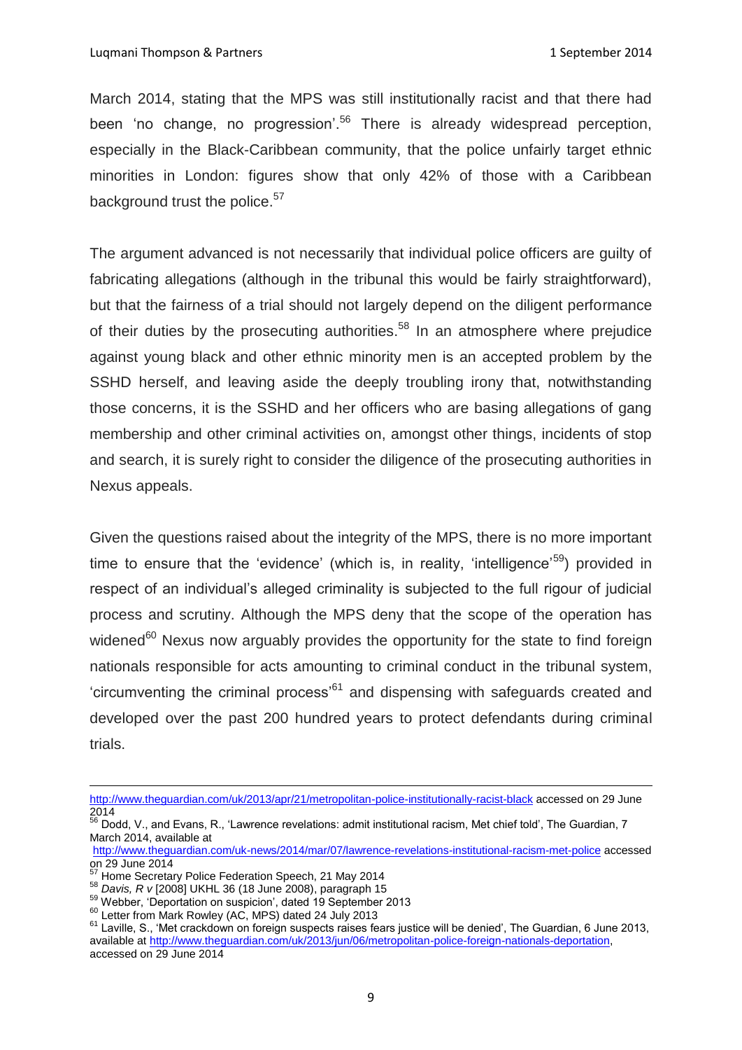March 2014, stating that the MPS was still institutionally racist and that there had been 'no change, no progression'.[56] There is already widespread perception, especially in the Black-Caribbean community, that the police unfairly target ethnic minorities in London: figures show that only 42% of those with a Caribbean background trust the police.[57]

The argument advanced is not necessarily that individual police officers are guilty of fabricating allegations (although in the tribunal this would be fairly straightforward), but that the fairness of a trial should not largely depend on the diligent performance of their duties by the prosecuting authorities.[58] In an atmosphere where prejudice against young black and other ethnic minority men is an accepted problem by the SSHD herself, and leaving aside the deeply troubling irony that, notwithstanding those concerns, it is the SSHD and her officers who are basing allegations of gang membership and other criminal activities on, amongst other things, incidents of stop and search, it is surely right to consider the diligence of the prosecuting authorities in Nexus appeals.

Given the questions raised about the integrity of the MPS, there is no more important time to ensure that the 'evidence' (which is, in reality, 'intelligence'[59]) provided in respect of an individual's alleged criminality is subjected to the full rigour of judicial process and scrutiny. Although the MPS deny that the scope of the operation has widened[60] Nexus now arguably provides the opportunity for the state to find foreign nationals responsible for acts amounting to criminal conduct in the tribunal system, 'circumventing the criminal process'[61] and dispensing with safeguards created and developed over the past 200 hundred years to protect defendants during criminal trials.

---

http://www.theguardian.com/uk/2013/apr/21/metropolitan-police-institutionally-racist-black accessed on 29 June 2014

[56] Dodd, V., and Evans, R., 'Lawrence revelations: admit institutional racism, Met chief told', The Guardian, 7 March 2014, available at http://www.theguardian.com/uk-news/2014/mar/07/lawrence-revelations-institutional-racism-met-police accessed on 29 June 2014

[57] Home Secretary Police Federation Speech, 21 May 2014

[58] *Davis, R v* [2008] UKHL 36 (18 June 2008), paragraph 15

[59] Webber, 'Deportation on suspicion', dated 19 September 2013

[60] Letter from Mark Rowley (AC, MPS) dated 24 July 2013

[61] Laville, S., 'Met crackdown on foreign suspects raises fears justice will be denied', The Guardian, 6 June 2013, available at http://www.theguardian.com/uk/2013/jun/06/metropolitan-police-foreign-nationals-deportation, accessed on 29 June 2014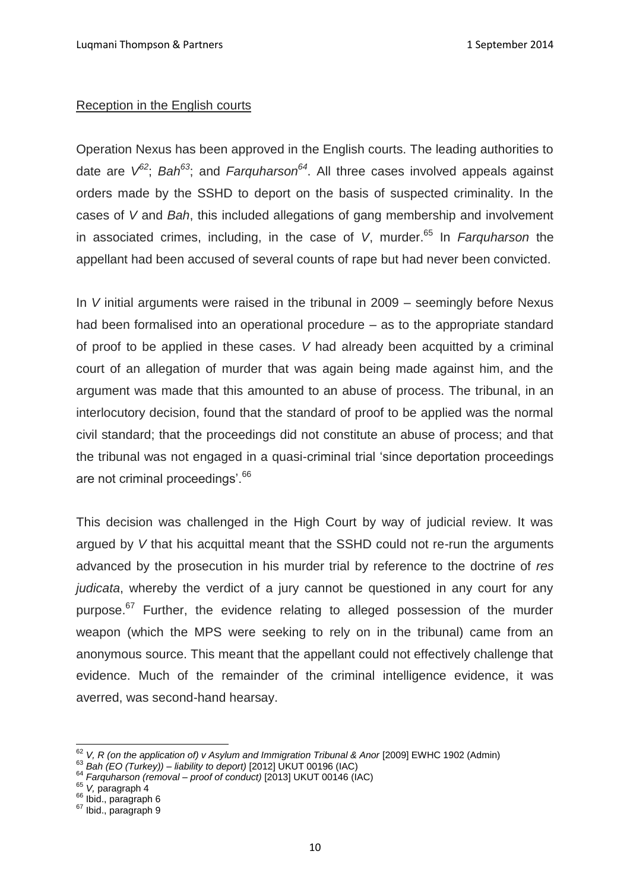Reception in the English courts

Operation Nexus has been approved in the English courts. The leading authorities to date are *V*[62]; *Bah*[63]; and *Farquharson*[64]. All three cases involved appeals against orders made by the SSHD to deport on the basis of suspected criminality. In the cases of *V* and *Bah*, this included allegations of gang membership and involvement in associated crimes, including, in the case of *V*, murder.[65] In *Farquharson* the appellant had been accused of several counts of rape but had never been convicted.

In *V* initial arguments were raised in the tribunal in 2009 – seemingly before Nexus had been formalised into an operational procedure – as to the appropriate standard of proof to be applied in these cases. *V* had already been acquitted by a criminal court of an allegation of murder that was again being made against him, and the argument was made that this amounted to an abuse of process. The tribunal, in an interlocutory decision, found that the standard of proof to be applied was the normal civil standard; that the proceedings did not constitute an abuse of process; and that the tribunal was not engaged in a quasi-criminal trial 'since deportation proceedings are not criminal proceedings'.[66]

This decision was challenged in the High Court by way of judicial review. It was argued by *V* that his acquittal meant that the SSHD could not re-run the arguments advanced by the prosecution in his murder trial by reference to the doctrine of *res judicata*, whereby the verdict of a jury cannot be questioned in any court for any purpose.[67] Further, the evidence relating to alleged possession of the murder weapon (which the MPS were seeking to rely on in the tribunal) came from an anonymous source. This meant that the appellant could not effectively challenge that evidence. Much of the remainder of the criminal intelligence evidence, it was averred, was second-hand hearsay.

---

[62] *V, R (on the application of) v Asylum and Immigration Tribunal & Anor* [2009] EWHC 1902 (Admin)
[63] *Bah (EO (Turkey)) – liability to deport)* [2012] UKUT 00196 (IAC)
[64] *Farquharson (removal – proof of conduct)* [2013] UKUT 00146 (IAC)
[65] *V*, paragraph 4
[66] Ibid., paragraph 6
[67] Ibid., paragraph 9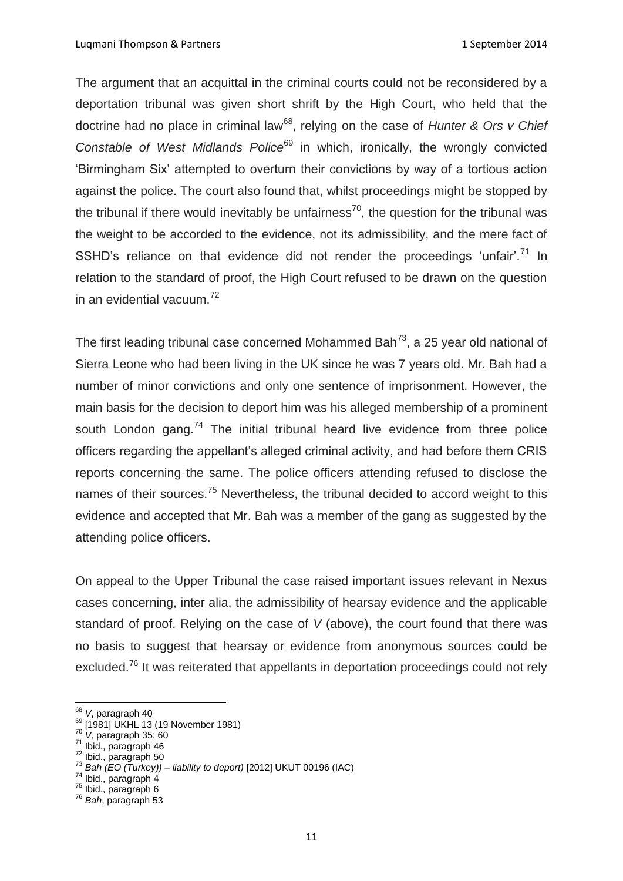The argument that an acquittal in the criminal courts could not be reconsidered by a deportation tribunal was given short shrift by the High Court, who held that the doctrine had no place in criminal law[68], relying on the case of *Hunter & Ors v Chief Constable of West Midlands Police*[69] in which, ironically, the wrongly convicted 'Birmingham Six' attempted to overturn their convictions by way of a tortious action against the police. The court also found that, whilst proceedings might be stopped by the tribunal if there would inevitably be unfairness[70], the question for the tribunal was the weight to be accorded to the evidence, not its admissibility, and the mere fact of SSHD's reliance on that evidence did not render the proceedings 'unfair'.[71] In relation to the standard of proof, the High Court refused to be drawn on the question in an evidential vacuum.[72]

The first leading tribunal case concerned Mohammed Bah[73], a 25 year old national of Sierra Leone who had been living in the UK since he was 7 years old. Mr. Bah had a number of minor convictions and only one sentence of imprisonment. However, the main basis for the decision to deport him was his alleged membership of a prominent south London gang.[74] The initial tribunal heard live evidence from three police officers regarding the appellant's alleged criminal activity, and had before them CRIS reports concerning the same. The police officers attending refused to disclose the names of their sources.[75] Nevertheless, the tribunal decided to accord weight to this evidence and accepted that Mr. Bah was a member of the gang as suggested by the attending police officers.

On appeal to the Upper Tribunal the case raised important issues relevant in Nexus cases concerning, inter alia, the admissibility of hearsay evidence and the applicable standard of proof. Relying on the case of *V* (above), the court found that there was no basis to suggest that hearsay or evidence from anonymous sources could be excluded.[76] It was reiterated that appellants in deportation proceedings could not rely

---

[68] *V*, paragraph 40
[69] [1981] UKHL 13 (19 November 1981)
[70] *V,* paragraph 35; 60
[71] Ibid., paragraph 46
[72] Ibid., paragraph 50
[73] *Bah (EO (Turkey)) – liability to deport)* [2012] UKUT 00196 (IAC)
[74] Ibid., paragraph 4
[75] Ibid., paragraph 6
[76] *Bah*, paragraph 53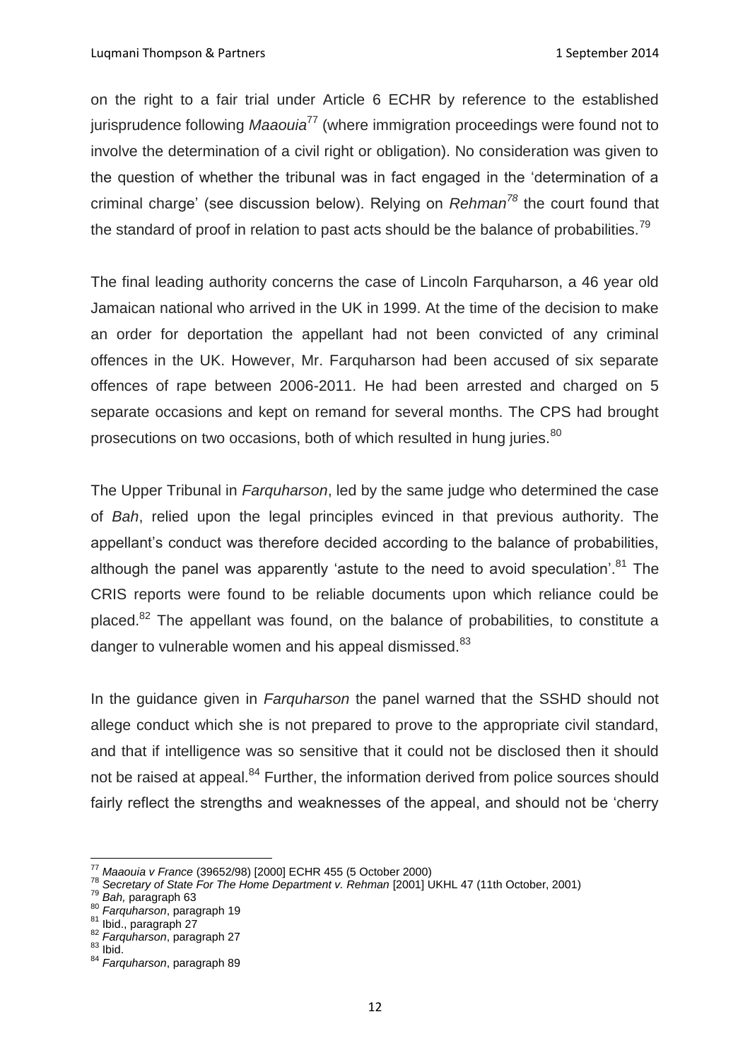on the right to a fair trial under Article 6 ECHR by reference to the established jurisprudence following *Maaouia*[77] (where immigration proceedings were found not to involve the determination of a civil right or obligation). No consideration was given to the question of whether the tribunal was in fact engaged in the 'determination of a criminal charge' (see discussion below). Relying on *Rehman*[78] the court found that the standard of proof in relation to past acts should be the balance of probabilities.[79]

The final leading authority concerns the case of Lincoln Farquharson, a 46 year old Jamaican national who arrived in the UK in 1999. At the time of the decision to make an order for deportation the appellant had not been convicted of any criminal offences in the UK. However, Mr. Farquharson had been accused of six separate offences of rape between 2006-2011. He had been arrested and charged on 5 separate occasions and kept on remand for several months. The CPS had brought prosecutions on two occasions, both of which resulted in hung juries.[80]

The Upper Tribunal in *Farquharson*, led by the same judge who determined the case of *Bah*, relied upon the legal principles evinced in that previous authority. The appellant's conduct was therefore decided according to the balance of probabilities, although the panel was apparently 'astute to the need to avoid speculation'.[81] The CRIS reports were found to be reliable documents upon which reliance could be placed.[82] The appellant was found, on the balance of probabilities, to constitute a danger to vulnerable women and his appeal dismissed.[83]

In the guidance given in *Farquharson* the panel warned that the SSHD should not allege conduct which she is not prepared to prove to the appropriate civil standard, and that if intelligence was so sensitive that it could not be disclosed then it should not be raised at appeal.[84] Further, the information derived from police sources should fairly reflect the strengths and weaknesses of the appeal, and should not be 'cherry

---

[77] *Maaouia v France* (39652/98) [2000] ECHR 455 (5 October 2000)
[78] *Secretary of State For The Home Department v. Rehman* [2001] UKHL 47 (11th October, 2001)
[79] *Bah,* paragraph 63
[80] *Farquharson*, paragraph 19
[81] Ibid., paragraph 27
[82] *Farquharson*, paragraph 27
[83] Ibid.
[84] *Farquharson*, paragraph 89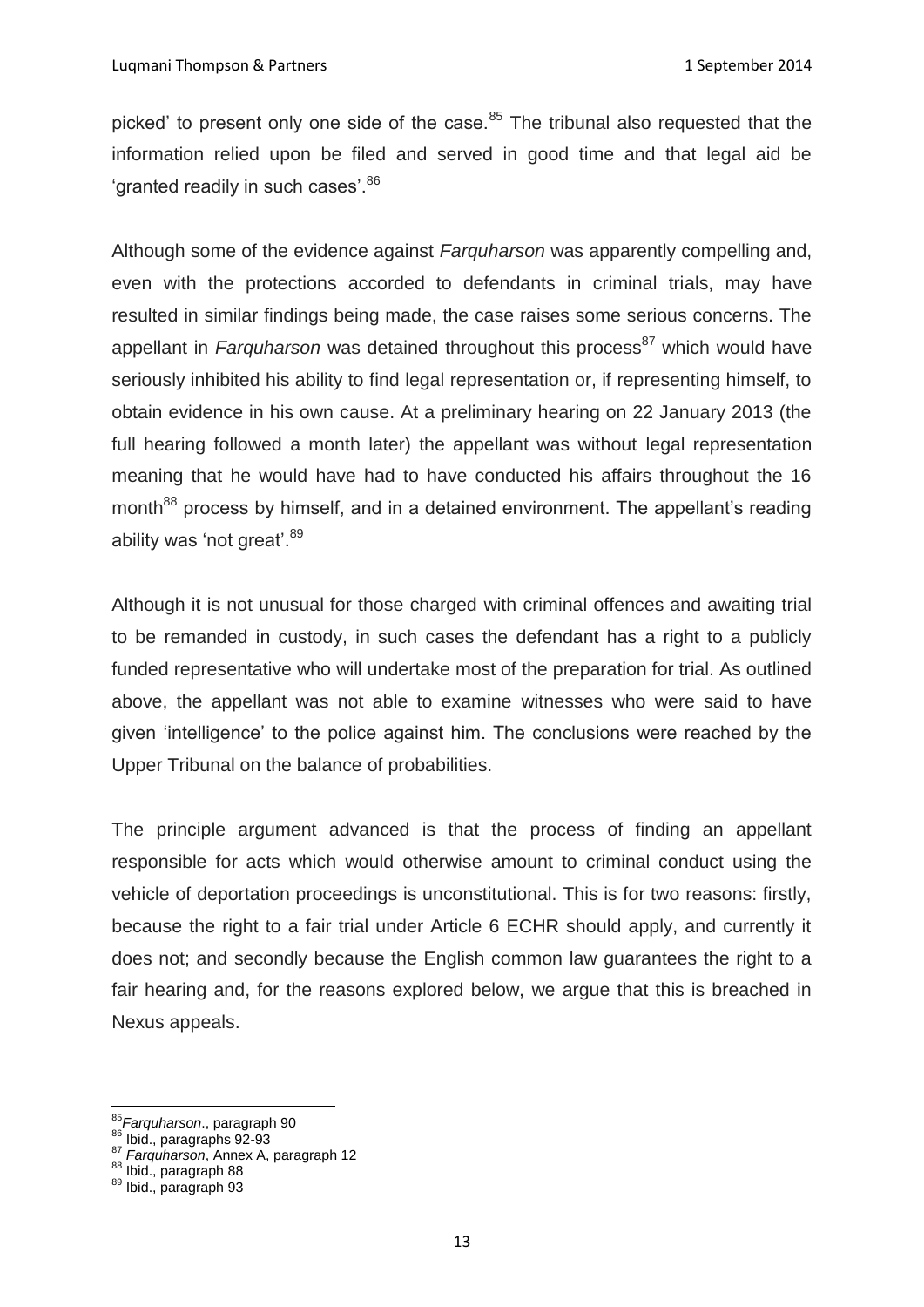picked' to present only one side of the case.[85] The tribunal also requested that the information relied upon be filed and served in good time and that legal aid be 'granted readily in such cases'.[86]

Although some of the evidence against *Farquharson* was apparently compelling and, even with the protections accorded to defendants in criminal trials, may have resulted in similar findings being made, the case raises some serious concerns. The appellant in *Farquharson* was detained throughout this process[87] which would have seriously inhibited his ability to find legal representation or, if representing himself, to obtain evidence in his own cause. At a preliminary hearing on 22 January 2013 (the full hearing followed a month later) the appellant was without legal representation meaning that he would have had to have conducted his affairs throughout the 16 month[88] process by himself, and in a detained environment. The appellant's reading ability was 'not great'.[89]

Although it is not unusual for those charged with criminal offences and awaiting trial to be remanded in custody, in such cases the defendant has a right to a publicly funded representative who will undertake most of the preparation for trial. As outlined above, the appellant was not able to examine witnesses who were said to have given 'intelligence' to the police against him. The conclusions were reached by the Upper Tribunal on the balance of probabilities.

The principle argument advanced is that the process of finding an appellant responsible for acts which would otherwise amount to criminal conduct using the vehicle of deportation proceedings is unconstitutional. This is for two reasons: firstly, because the right to a fair trial under Article 6 ECHR should apply, and currently it does not; and secondly because the English common law guarantees the right to a fair hearing and, for the reasons explored below, we argue that this is breached in Nexus appeals.

---

[85] *Farquharson*., paragraph 90
[86] Ibid., paragraphs 92-93
[87] *Farquharson*, Annex A, paragraph 12
[88] Ibid., paragraph 88
[89] Ibid., paragraph 93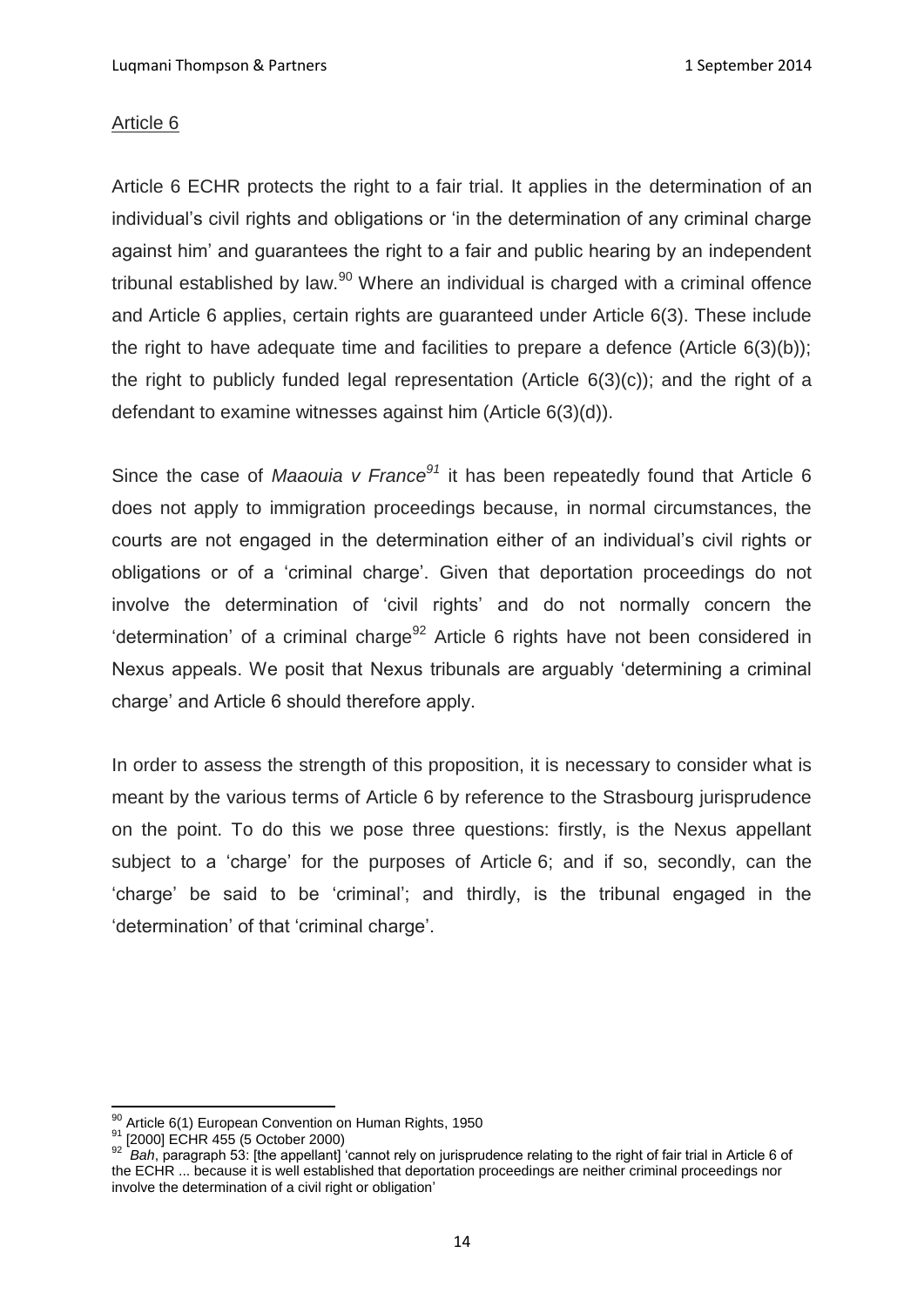Article 6

Article 6 ECHR protects the right to a fair trial. It applies in the determination of an individual's civil rights and obligations or 'in the determination of any criminal charge against him' and guarantees the right to a fair and public hearing by an independent tribunal established by law.[90] Where an individual is charged with a criminal offence and Article 6 applies, certain rights are guaranteed under Article 6(3). These include the right to have adequate time and facilities to prepare a defence (Article 6(3)(b)); the right to publicly funded legal representation (Article 6(3)(c)); and the right of a defendant to examine witnesses against him (Article 6(3)(d)).

Since the case of *Maaouia v France*[91] it has been repeatedly found that Article 6 does not apply to immigration proceedings because, in normal circumstances, the courts are not engaged in the determination either of an individual's civil rights or obligations or of a 'criminal charge'. Given that deportation proceedings do not involve the determination of 'civil rights' and do not normally concern the 'determination' of a criminal charge[92] Article 6 rights have not been considered in Nexus appeals. We posit that Nexus tribunals are arguably 'determining a criminal charge' and Article 6 should therefore apply.

In order to assess the strength of this proposition, it is necessary to consider what is meant by the various terms of Article 6 by reference to the Strasbourg jurisprudence on the point. To do this we pose three questions: firstly, is the Nexus appellant subject to a 'charge' for the purposes of Article 6; and if so, secondly, can the 'charge' be said to be 'criminal'; and thirdly, is the tribunal engaged in the 'determination' of that 'criminal charge'.

---

[90] Article 6(1) European Convention on Human Rights, 1950

[91] [2000] ECHR 455 (5 October 2000)

[92] *Bah*, paragraph 53: [the appellant] 'cannot rely on jurisprudence relating to the right of fair trial in Article 6 of the ECHR ... because it is well established that deportation proceedings are neither criminal proceedings nor involve the determination of a civil right or obligation'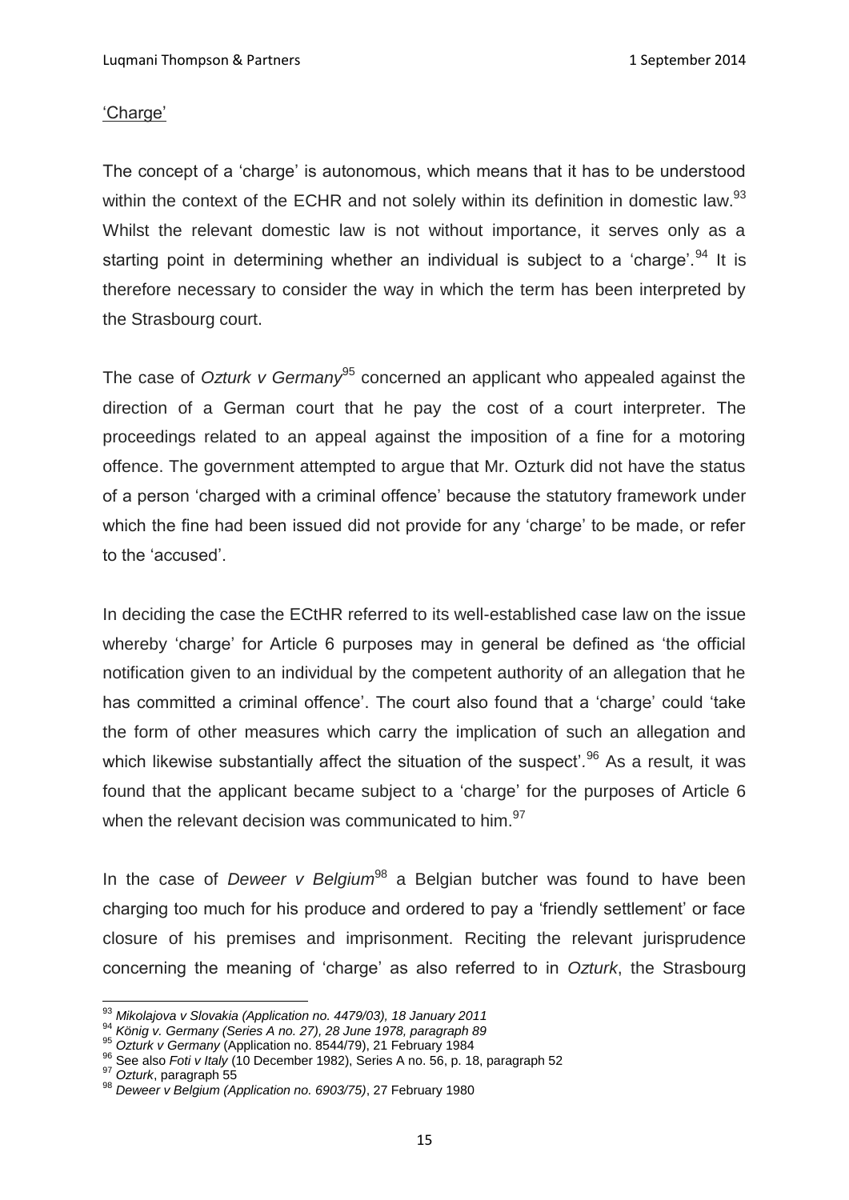'Charge'

The concept of a 'charge' is autonomous, which means that it has to be understood within the context of the ECHR and not solely within its definition in domestic law.[93] Whilst the relevant domestic law is not without importance, it serves only as a starting point in determining whether an individual is subject to a 'charge'.[94] It is therefore necessary to consider the way in which the term has been interpreted by the Strasbourg court.

The case of *Ozturk v Germany*[95] concerned an applicant who appealed against the direction of a German court that he pay the cost of a court interpreter. The proceedings related to an appeal against the imposition of a fine for a motoring offence. The government attempted to argue that Mr. Ozturk did not have the status of a person 'charged with a criminal offence' because the statutory framework under which the fine had been issued did not provide for any 'charge' to be made, or refer to the 'accused'.

In deciding the case the ECtHR referred to its well-established case law on the issue whereby 'charge' for Article 6 purposes may in general be defined as 'the official notification given to an individual by the competent authority of an allegation that he has committed a criminal offence'. The court also found that a 'charge' could 'take the form of other measures which carry the implication of such an allegation and which likewise substantially affect the situation of the suspect'.[96] As a result, it was found that the applicant became subject to a 'charge' for the purposes of Article 6 when the relevant decision was communicated to him.[97]

In the case of *Deweer v Belgium*[98] a Belgian butcher was found to have been charging too much for his produce and ordered to pay a 'friendly settlement' or face closure of his premises and imprisonment. Reciting the relevant jurisprudence concerning the meaning of 'charge' as also referred to in *Ozturk*, the Strasbourg

---

[93] *Mikolajova v Slovakia (Application no. 4479/03), 18 January 2011*

[94] *König v. Germany (Series A no. 27), 28 June 1978, paragraph 89*

[95] *Ozturk v Germany* (Application no. 8544/79), 21 February 1984

[96] See also *Foti v Italy* (10 December 1982), Series A no. 56, p. 18, paragraph 52

[97] *Ozturk*, paragraph 55

[98] *Deweer v Belgium (Application no. 6903/75)*, 27 February 1980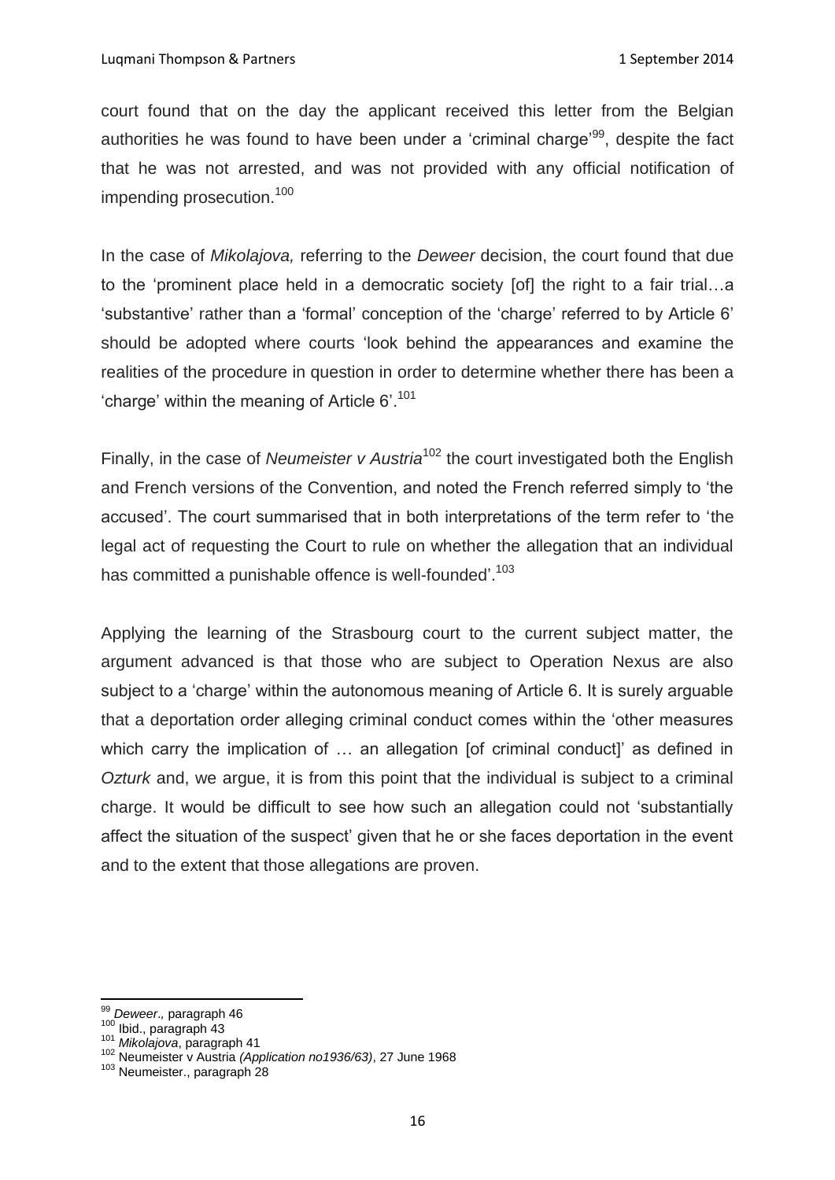court found that on the day the applicant received this letter from the Belgian authorities he was found to have been under a 'criminal charge'[99], despite the fact that he was not arrested, and was not provided with any official notification of impending prosecution.[100]

In the case of *Mikolajova,* referring to the *Deweer* decision, the court found that due to the 'prominent place held in a democratic society [of] the right to a fair trial…a 'substantive' rather than a 'formal' conception of the 'charge' referred to by Article 6' should be adopted where courts 'look behind the appearances and examine the realities of the procedure in question in order to determine whether there has been a 'charge' within the meaning of Article 6'.[101]

Finally, in the case of *Neumeister v Austria*[102] the court investigated both the English and French versions of the Convention, and noted the French referred simply to 'the accused'. The court summarised that in both interpretations of the term refer to 'the legal act of requesting the Court to rule on whether the allegation that an individual has committed a punishable offence is well-founded'.[103]

Applying the learning of the Strasbourg court to the current subject matter, the argument advanced is that those who are subject to Operation Nexus are also subject to a 'charge' within the autonomous meaning of Article 6. It is surely arguable that a deportation order alleging criminal conduct comes within the 'other measures which carry the implication of … an allegation [of criminal conduct]' as defined in *Ozturk* and, we argue, it is from this point that the individual is subject to a criminal charge. It would be difficult to see how such an allegation could not 'substantially affect the situation of the suspect' given that he or she faces deportation in the event and to the extent that those allegations are proven.

---

[99] *Deweer.,* paragraph 46

[100] Ibid., paragraph 43

[101] *Mikolajova*, paragraph 41

[102] Neumeister v Austria *(Application no1936/63)*, 27 June 1968

[103] Neumeister., paragraph 28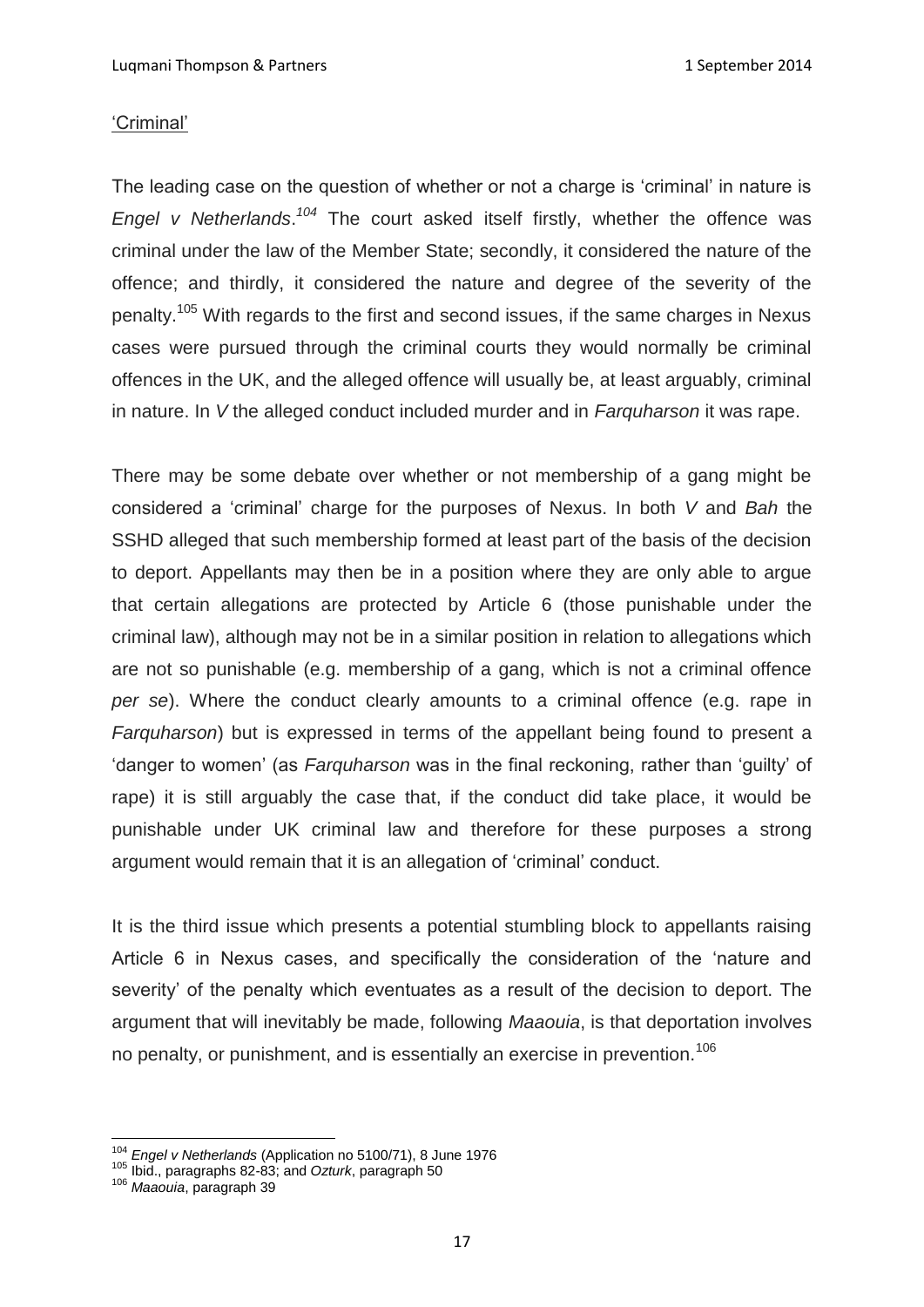'Criminal'

The leading case on the question of whether or not a charge is 'criminal' in nature is *Engel v Netherlands*.[104] The court asked itself firstly, whether the offence was criminal under the law of the Member State; secondly, it considered the nature of the offence; and thirdly, it considered the nature and degree of the severity of the penalty.[105] With regards to the first and second issues, if the same charges in Nexus cases were pursued through the criminal courts they would normally be criminal offences in the UK, and the alleged offence will usually be, at least arguably, criminal in nature. In *V* the alleged conduct included murder and in *Farquharson* it was rape.

There may be some debate over whether or not membership of a gang might be considered a 'criminal' charge for the purposes of Nexus. In both *V* and *Bah* the SSHD alleged that such membership formed at least part of the basis of the decision to deport. Appellants may then be in a position where they are only able to argue that certain allegations are protected by Article 6 (those punishable under the criminal law), although may not be in a similar position in relation to allegations which are not so punishable (e.g. membership of a gang, which is not a criminal offence *per se*). Where the conduct clearly amounts to a criminal offence (e.g. rape in *Farquharson*) but is expressed in terms of the appellant being found to present a 'danger to women' (as *Farquharson* was in the final reckoning, rather than 'guilty' of rape) it is still arguably the case that, if the conduct did take place, it would be punishable under UK criminal law and therefore for these purposes a strong argument would remain that it is an allegation of 'criminal' conduct.

It is the third issue which presents a potential stumbling block to appellants raising Article 6 in Nexus cases, and specifically the consideration of the 'nature and severity' of the penalty which eventuates as a result of the decision to deport. The argument that will inevitably be made, following *Maaouia*, is that deportation involves no penalty, or punishment, and is essentially an exercise in prevention.[106]

---

[104] *Engel v Netherlands* (Application no 5100/71), 8 June 1976

[105] Ibid., paragraphs 82-83; and *Ozturk*, paragraph 50

[106] *Maaouia*, paragraph 39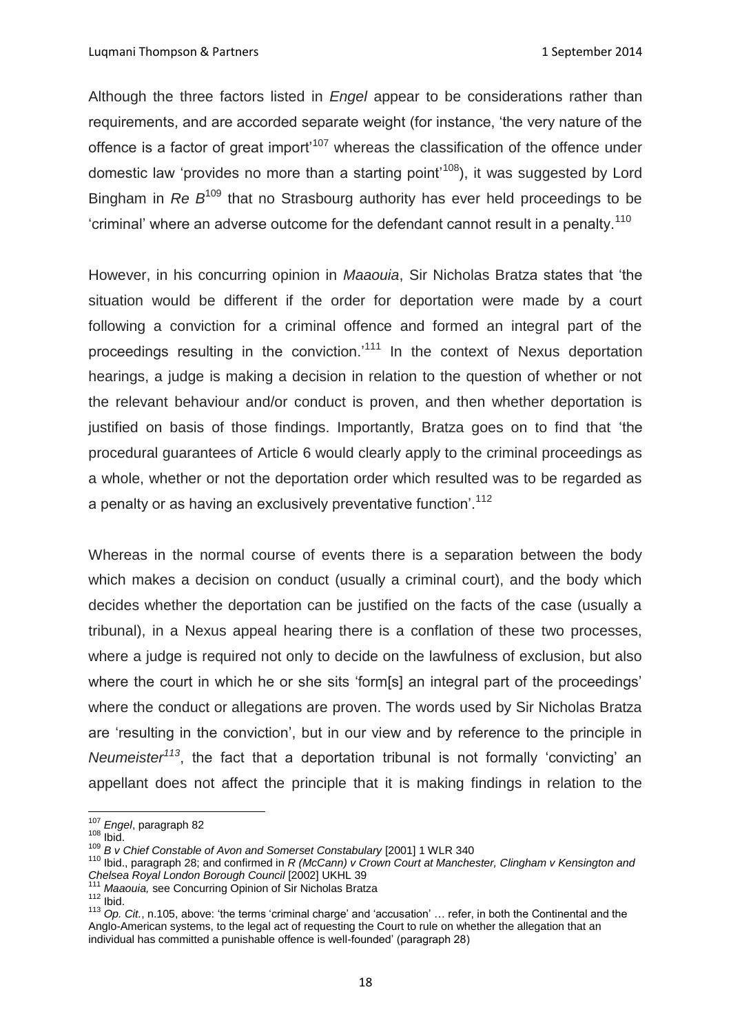Although the three factors listed in *Engel* appear to be considerations rather than requirements, and are accorded separate weight (for instance, 'the very nature of the offence is a factor of great import'[107] whereas the classification of the offence under domestic law 'provides no more than a starting point'[108]), it was suggested by Lord Bingham in *Re B*[109] that no Strasbourg authority has ever held proceedings to be 'criminal' where an adverse outcome for the defendant cannot result in a penalty.[110]

However, in his concurring opinion in *Maaouia*, Sir Nicholas Bratza states that 'the situation would be different if the order for deportation were made by a court following a conviction for a criminal offence and formed an integral part of the proceedings resulting in the conviction.'[111] In the context of Nexus deportation hearings, a judge is making a decision in relation to the question of whether or not the relevant behaviour and/or conduct is proven, and then whether deportation is justified on basis of those findings. Importantly, Bratza goes on to find that 'the procedural guarantees of Article 6 would clearly apply to the criminal proceedings as a whole, whether or not the deportation order which resulted was to be regarded as a penalty or as having an exclusively preventative function'.[112]

Whereas in the normal course of events there is a separation between the body which makes a decision on conduct (usually a criminal court), and the body which decides whether the deportation can be justified on the facts of the case (usually a tribunal), in a Nexus appeal hearing there is a conflation of these two processes, where a judge is required not only to decide on the lawfulness of exclusion, but also where the court in which he or she sits 'form[s] an integral part of the proceedings' where the conduct or allegations are proven. The words used by Sir Nicholas Bratza are 'resulting in the conviction', but in our view and by reference to the principle in *Neumeister*[113], the fact that a deportation tribunal is not formally 'convicting' an appellant does not affect the principle that it is making findings in relation to the

---

[107] *Engel*, paragraph 82

[108] Ibid.

[109] *B v Chief Constable of Avon and Somerset Constabulary* [2001] 1 WLR 340

[110] Ibid., paragraph 28; and confirmed in *R (McCann) v Crown Court at Manchester, Clingham v Kensington and Chelsea Royal London Borough Council* [2002] UKHL 39

[111] *Maaouia,* see Concurring Opinion of Sir Nicholas Bratza

[112] Ibid.

[113] *Op. Cit.*, n.105, above: 'the terms 'criminal charge' and 'accusation' … refer, in both the Continental and the Anglo-American systems, to the legal act of requesting the Court to rule on whether the allegation that an individual has committed a punishable offence is well-founded' (paragraph 28)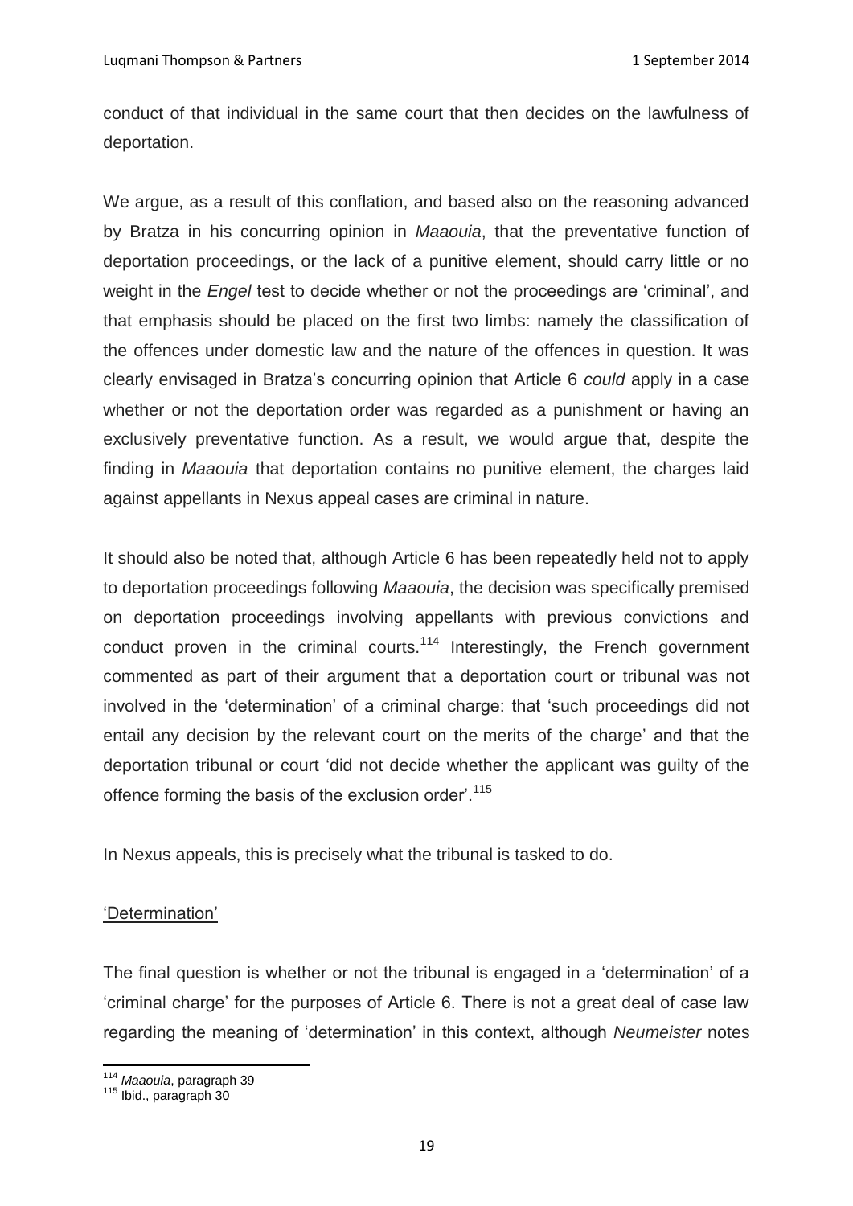conduct of that individual in the same court that then decides on the lawfulness of deportation.

We argue, as a result of this conflation, and based also on the reasoning advanced by Bratza in his concurring opinion in *Maaouia*, that the preventative function of deportation proceedings, or the lack of a punitive element, should carry little or no weight in the *Engel* test to decide whether or not the proceedings are 'criminal', and that emphasis should be placed on the first two limbs: namely the classification of the offences under domestic law and the nature of the offences in question. It was clearly envisaged in Bratza's concurring opinion that Article 6 *could* apply in a case whether or not the deportation order was regarded as a punishment or having an exclusively preventative function. As a result, we would argue that, despite the finding in *Maaouia* that deportation contains no punitive element, the charges laid against appellants in Nexus appeal cases are criminal in nature.

It should also be noted that, although Article 6 has been repeatedly held not to apply to deportation proceedings following *Maaouia*, the decision was specifically premised on deportation proceedings involving appellants with previous convictions and conduct proven in the criminal courts.[114] Interestingly, the French government commented as part of their argument that a deportation court or tribunal was not involved in the 'determination' of a criminal charge: that 'such proceedings did not entail any decision by the relevant court on the merits of the charge' and that the deportation tribunal or court 'did not decide whether the applicant was guilty of the offence forming the basis of the exclusion order'.[115]

In Nexus appeals, this is precisely what the tribunal is tasked to do.

<u>'Determination'</u>

The final question is whether or not the tribunal is engaged in a 'determination' of a 'criminal charge' for the purposes of Article 6. There is not a great deal of case law regarding the meaning of 'determination' in this context, although *Neumeister* notes

[114] *Maaouia*, paragraph 39
[115] Ibid., paragraph 30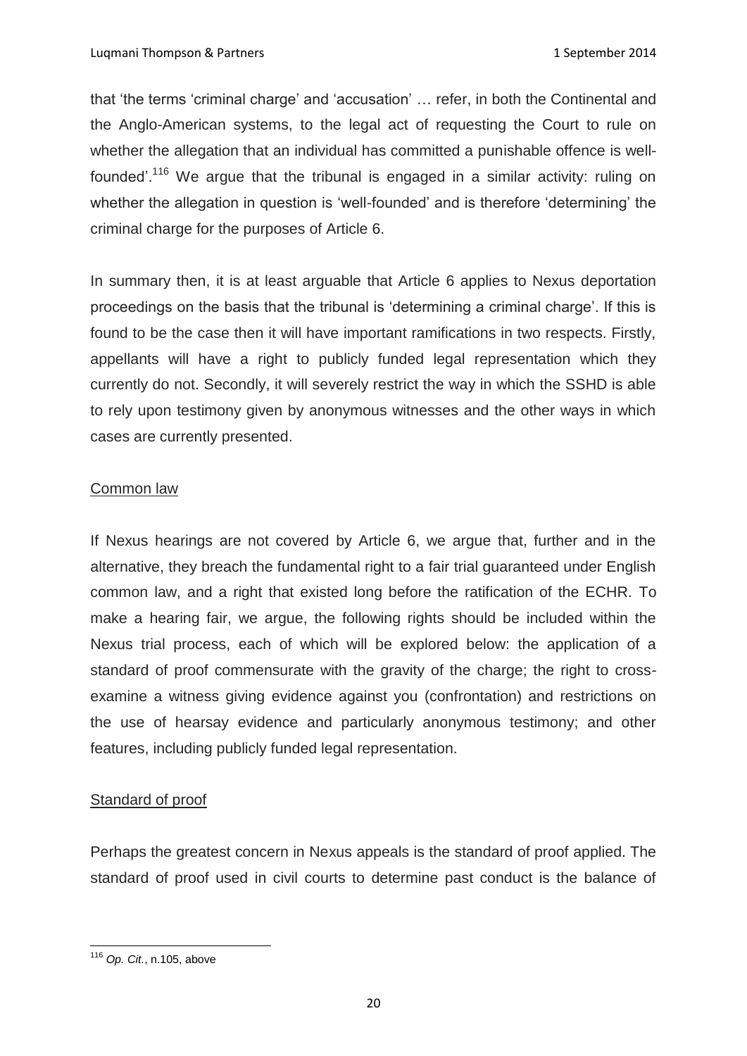that 'the terms 'criminal charge' and 'accusation' … refer, in both the Continental and the Anglo-American systems, to the legal act of requesting the Court to rule on whether the allegation that an individual has committed a punishable offence is well-founded'.[116] We argue that the tribunal is engaged in a similar activity: ruling on whether the allegation in question is 'well-founded' and is therefore 'determining' the criminal charge for the purposes of Article 6.

In summary then, it is at least arguable that Article 6 applies to Nexus deportation proceedings on the basis that the tribunal is 'determining a criminal charge'. If this is found to be the case then it will have important ramifications in two respects. Firstly, appellants will have a right to publicly funded legal representation which they currently do not. Secondly, it will severely restrict the way in which the SSHD is able to rely upon testimony given by anonymous witnesses and the other ways in which cases are currently presented.

## Common law

If Nexus hearings are not covered by Article 6, we argue that, further and in the alternative, they breach the fundamental right to a fair trial guaranteed under English common law, and a right that existed long before the ratification of the ECHR. To make a hearing fair, we argue, the following rights should be included within the Nexus trial process, each of which will be explored below: the application of a standard of proof commensurate with the gravity of the charge; the right to cross-examine a witness giving evidence against you (confrontation) and restrictions on the use of hearsay evidence and particularly anonymous testimony; and other features, including publicly funded legal representation.

## Standard of proof

Perhaps the greatest concern in Nexus appeals is the standard of proof applied. The standard of proof used in civil courts to determine past conduct is the balance of

---

[116] *Op. Cit.*, n.105, above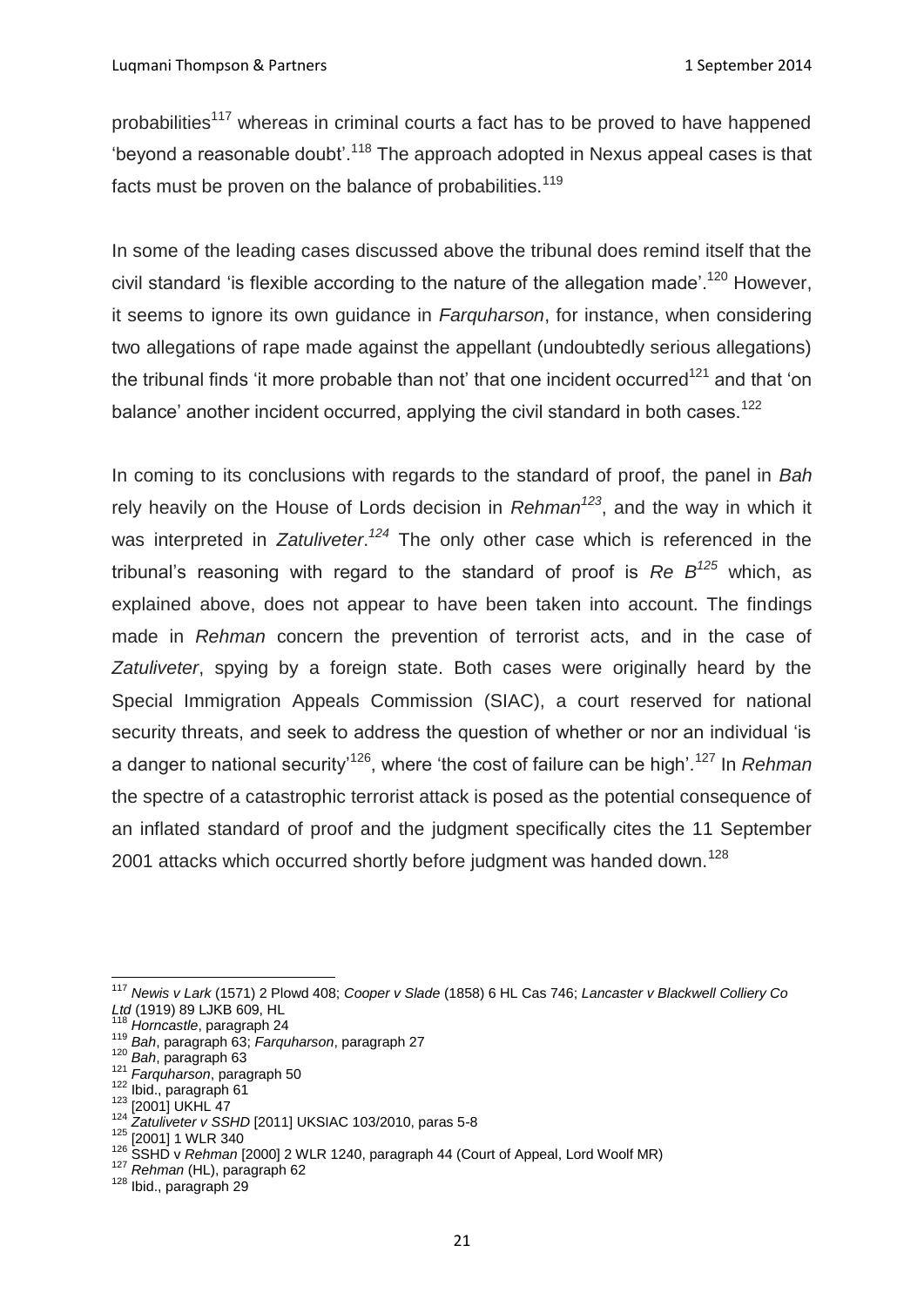probabilities[117] whereas in criminal courts a fact has to be proved to have happened 'beyond a reasonable doubt'.[118] The approach adopted in Nexus appeal cases is that facts must be proven on the balance of probabilities.[119]

In some of the leading cases discussed above the tribunal does remind itself that the civil standard 'is flexible according to the nature of the allegation made'.[120] However, it seems to ignore its own guidance in *Farquharson*, for instance, when considering two allegations of rape made against the appellant (undoubtedly serious allegations) the tribunal finds 'it more probable than not' that one incident occurred[121] and that 'on balance' another incident occurred, applying the civil standard in both cases.[122]

In coming to its conclusions with regards to the standard of proof, the panel in *Bah* rely heavily on the House of Lords decision in *Rehman*[123], and the way in which it was interpreted in *Zatuliveter*.[124] The only other case which is referenced in the tribunal's reasoning with regard to the standard of proof is *Re B*[125] which, as explained above, does not appear to have been taken into account. The findings made in *Rehman* concern the prevention of terrorist acts, and in the case of *Zatuliveter*, spying by a foreign state. Both cases were originally heard by the Special Immigration Appeals Commission (SIAC), a court reserved for national security threats, and seek to address the question of whether or nor an individual 'is a danger to national security'[126], where 'the cost of failure can be high'.[127] In *Rehman* the spectre of a catastrophic terrorist attack is posed as the potential consequence of an inflated standard of proof and the judgment specifically cites the 11 September 2001 attacks which occurred shortly before judgment was handed down.[128]

---

[117] *Newis v Lark* (1571) 2 Plowd 408; *Cooper v Slade* (1858) 6 HL Cas 746; *Lancaster v Blackwell Colliery Co Ltd* (1919) 89 LJKB 609, HL

[118] *Horncastle*, paragraph 24

[119] *Bah*, paragraph 63; *Farquharson*, paragraph 27

[120] *Bah*, paragraph 63

[121] *Farquharson*, paragraph 50

[122] Ibid., paragraph 61

[123] [2001] UKHL 47

[124] *Zatuliveter v SSHD* [2011] UKSIAC 103/2010, paras 5-8

[125] [2001] 1 WLR 340

[126] SSHD v *Rehman* [2000] 2 WLR 1240, paragraph 44 (Court of Appeal, Lord Woolf MR)

[127] *Rehman* (HL), paragraph 62

[128] Ibid., paragraph 29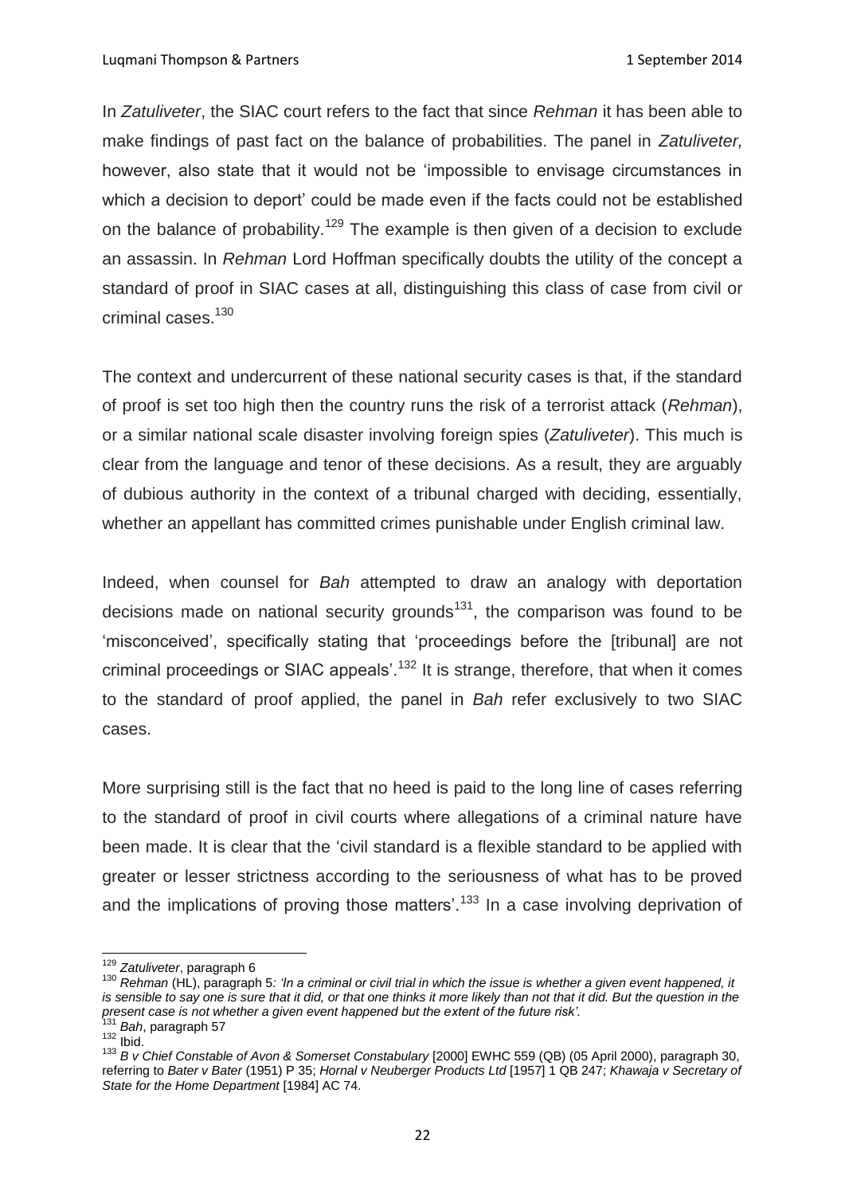In *Zatuliveter*, the SIAC court refers to the fact that since *Rehman* it has been able to make findings of past fact on the balance of probabilities. The panel in *Zatuliveter,* however, also state that it would not be 'impossible to envisage circumstances in which a decision to deport' could be made even if the facts could not be established on the balance of probability.[129] The example is then given of a decision to exclude an assassin. In *Rehman* Lord Hoffman specifically doubts the utility of the concept a standard of proof in SIAC cases at all, distinguishing this class of case from civil or criminal cases.[130]

The context and undercurrent of these national security cases is that, if the standard of proof is set too high then the country runs the risk of a terrorist attack (*Rehman*), or a similar national scale disaster involving foreign spies (*Zatuliveter*). This much is clear from the language and tenor of these decisions. As a result, they are arguably of dubious authority in the context of a tribunal charged with deciding, essentially, whether an appellant has committed crimes punishable under English criminal law.

Indeed, when counsel for *Bah* attempted to draw an analogy with deportation decisions made on national security grounds[131], the comparison was found to be 'misconceived', specifically stating that 'proceedings before the [tribunal] are not criminal proceedings or SIAC appeals'.[132] It is strange, therefore, that when it comes to the standard of proof applied, the panel in *Bah* refer exclusively to two SIAC cases.

More surprising still is the fact that no heed is paid to the long line of cases referring to the standard of proof in civil courts where allegations of a criminal nature have been made. It is clear that the 'civil standard is a flexible standard to be applied with greater or lesser strictness according to the seriousness of what has to be proved and the implications of proving those matters'.[133] In a case involving deprivation of

---

[129] *Zatuliveter*, paragraph 6

[130] *Rehman* (HL), paragraph 5*: 'In a criminal or civil trial in which the issue is whether a given event happened, it is sensible to say one is sure that it did, or that one thinks it more likely than not that it did. But the question in the present case is not whether a given event happened but the extent of the future risk'.*

[131] *Bah*, paragraph 57

[132] Ibid.

[133] *B v Chief Constable of Avon & Somerset Constabulary* [2000] EWHC 559 (QB) (05 April 2000), paragraph 30, referring to *Bater v Bater* (1951) P 35; *Hornal v Neuberger Products Ltd* [1957] 1 QB 247; *Khawaja v Secretary of State for the Home Department* [1984] AC 74.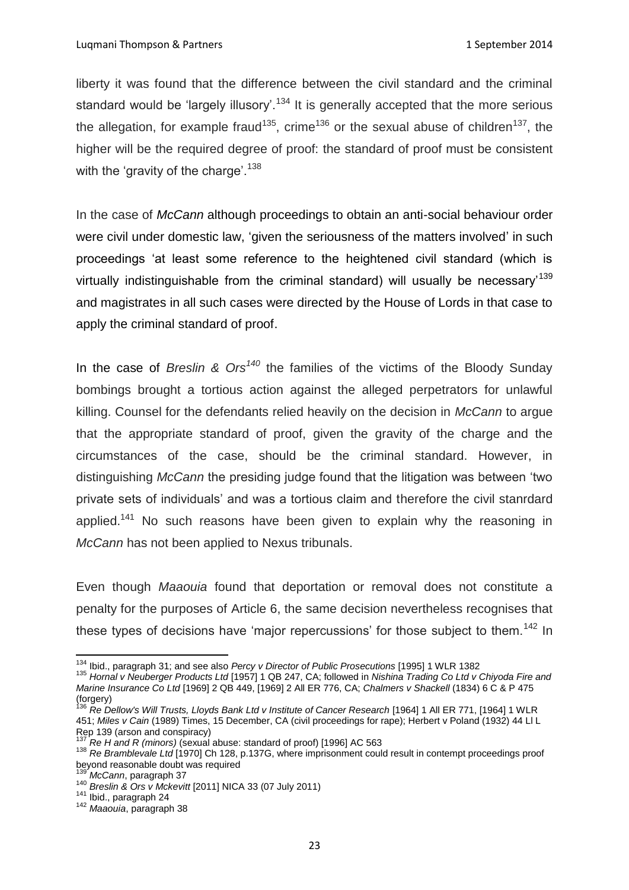liberty it was found that the difference between the civil standard and the criminal standard would be 'largely illusory'.[134] It is generally accepted that the more serious the allegation, for example fraud[135], crime[136] or the sexual abuse of children[137], the higher will be the required degree of proof: the standard of proof must be consistent with the 'gravity of the charge'.[138]

In the case of *McCann* although proceedings to obtain an anti-social behaviour order were civil under domestic law, 'given the seriousness of the matters involved' in such proceedings 'at least some reference to the heightened civil standard (which is virtually indistinguishable from the criminal standard) will usually be necessary'[139] and magistrates in all such cases were directed by the House of Lords in that case to apply the criminal standard of proof.

In the case of *Breslin & Ors*[140] the families of the victims of the Bloody Sunday bombings brought a tortious action against the alleged perpetrators for unlawful killing. Counsel for the defendants relied heavily on the decision in *McCann* to argue that the appropriate standard of proof, given the gravity of the charge and the circumstances of the case, should be the criminal standard. However, in distinguishing *McCann* the presiding judge found that the litigation was between 'two private sets of individuals' and was a tortious claim and therefore the civil stanrdard applied.[141] No such reasons have been given to explain why the reasoning in *McCann* has not been applied to Nexus tribunals.

Even though *Maaouia* found that deportation or removal does not constitute a penalty for the purposes of Article 6, the same decision nevertheless recognises that these types of decisions have 'major repercussions' for those subject to them.[142] In

---

[134] Ibid., paragraph 31; and see also *Percy v Director of Public Prosecutions* [1995] 1 WLR 1382

[135] *Hornal v Neuberger Products Ltd* [1957] 1 QB 247, CA; followed in *Nishina Trading Co Ltd v Chiyoda Fire and Marine Insurance Co Ltd* [1969] 2 QB 449, [1969] 2 All ER 776, CA; *Chalmers v Shackell* (1834) 6 C & P 475 (forgery)

[136] *Re Dellow's Will Trusts, Lloyds Bank Ltd v Institute of Cancer Research* [1964] 1 All ER 771, [1964] 1 WLR 451; *Miles v Cain* (1989) Times, 15 December, CA (civil proceedings for rape); Herbert v Poland (1932) 44 Ll L Rep 139 (arson and conspiracy)

[137] *Re H and R (minors)* (sexual abuse: standard of proof) [1996] AC 563

[138] *Re Bramblevale Ltd* [1970] Ch 128, p.137G, where imprisonment could result in contempt proceedings proof beyond reasonable doubt was required

[139] *McCann*, paragraph 37

[140] *Breslin & Ors v Mckevitt* [2011] NICA 33 (07 July 2011)

[141] Ibid., paragraph 24

[142] *Maaouia*, paragraph 38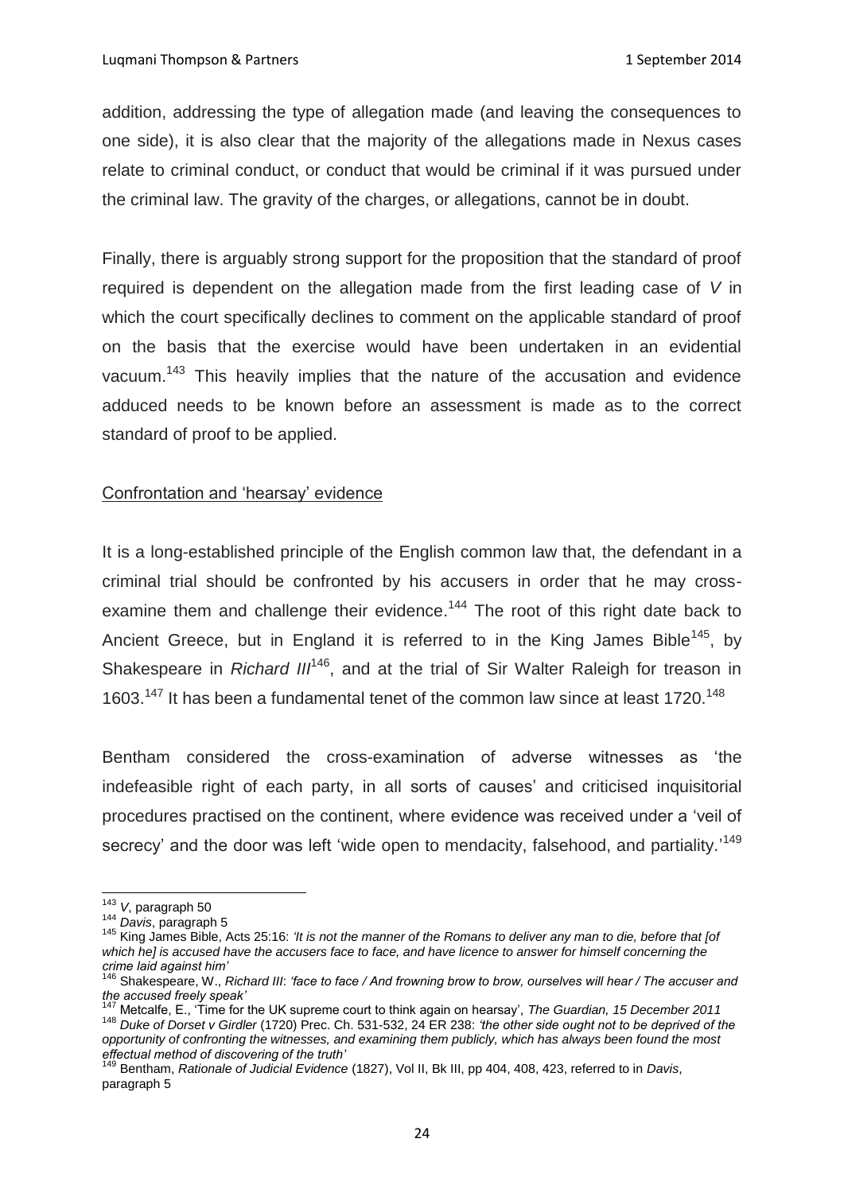addition, addressing the type of allegation made (and leaving the consequences to one side), it is also clear that the majority of the allegations made in Nexus cases relate to criminal conduct, or conduct that would be criminal if it was pursued under the criminal law. The gravity of the charges, or allegations, cannot be in doubt.

Finally, there is arguably strong support for the proposition that the standard of proof required is dependent on the allegation made from the first leading case of *V* in which the court specifically declines to comment on the applicable standard of proof on the basis that the exercise would have been undertaken in an evidential vacuum.[143] This heavily implies that the nature of the accusation and evidence adduced needs to be known before an assessment is made as to the correct standard of proof to be applied.

<u>Confrontation and 'hearsay' evidence</u>

It is a long-established principle of the English common law that, the defendant in a criminal trial should be confronted by his accusers in order that he may cross-examine them and challenge their evidence.[144] The root of this right date back to Ancient Greece, but in England it is referred to in the King James Bible[145], by Shakespeare in *Richard III*[146], and at the trial of Sir Walter Raleigh for treason in 1603.[147] It has been a fundamental tenet of the common law since at least 1720.[148]

Bentham considered the cross-examination of adverse witnesses as 'the indefeasible right of each party, in all sorts of causes' and criticised inquisitorial procedures practised on the continent, where evidence was received under a 'veil of secrecy' and the door was left 'wide open to mendacity, falsehood, and partiality.'[149]

---

[143] *V*, paragraph 50

[144] *Davis*, paragraph 5

[145] King James Bible, Acts 25:16: *'It is not the manner of the Romans to deliver any man to die, before that [of which he] is accused have the accusers face to face, and have licence to answer for himself concerning the crime laid against him'*

[146] Shakespeare, W., *Richard III*: *'face to face / And frowning brow to brow, ourselves will hear / The accuser and the accused freely speak'*

[147] Metcalfe, E., 'Time for the UK supreme court to think again on hearsay', *The Guardian, 15 December 2011*

[148] *Duke of Dorset v Girdler* (1720) Prec. Ch. 531-532, 24 ER 238: *'the other side ought not to be deprived of the opportunity of confronting the witnesses, and examining them publicly, which has always been found the most effectual method of discovering of the truth'*

[149] Bentham, *Rationale of Judicial Evidence* (1827), Vol II, Bk III, pp 404, 408, 423, referred to in *Davis*, paragraph 5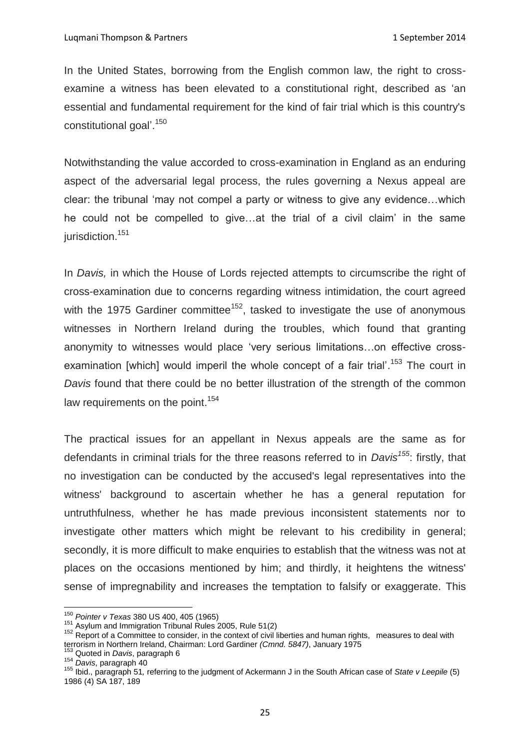In the United States, borrowing from the English common law, the right to cross-examine a witness has been elevated to a constitutional right, described as 'an essential and fundamental requirement for the kind of fair trial which is this country's constitutional goal'.[150]

Notwithstanding the value accorded to cross-examination in England as an enduring aspect of the adversarial legal process, the rules governing a Nexus appeal are clear: the tribunal 'may not compel a party or witness to give any evidence…which he could not be compelled to give…at the trial of a civil claim' in the same jurisdiction.[151]

In *Davis,* in which the House of Lords rejected attempts to circumscribe the right of cross-examination due to concerns regarding witness intimidation, the court agreed with the 1975 Gardiner committee[152], tasked to investigate the use of anonymous witnesses in Northern Ireland during the troubles, which found that granting anonymity to witnesses would place 'very serious limitations…on effective cross-examination [which] would imperil the whole concept of a fair trial'.[153] The court in *Davis* found that there could be no better illustration of the strength of the common law requirements on the point.[154]

The practical issues for an appellant in Nexus appeals are the same as for defendants in criminal trials for the three reasons referred to in *Davis*[155]: firstly, that no investigation can be conducted by the accused's legal representatives into the witness' background to ascertain whether he has a general reputation for untruthfulness, whether he has made previous inconsistent statements nor to investigate other matters which might be relevant to his credibility in general; secondly, it is more difficult to make enquiries to establish that the witness was not at places on the occasions mentioned by him; and thirdly, it heightens the witness' sense of impregnability and increases the temptation to falsify or exaggerate. This

---

[150] *Pointer v Texas* 380 US 400, 405 (1965)

[151] Asylum and Immigration Tribunal Rules 2005, Rule 51(2)

[152] Report of a Committee to consider, in the context of civil liberties and human rights, measures to deal with terrorism in Northern Ireland, Chairman: Lord Gardiner *(Cmnd. 5847)*, January 1975

[153] Quoted in *Davis*, paragraph 6

[154] *Davis*, paragraph 40

[155] Ibid., paragraph 51*,* referring to the judgment of Ackermann J in the South African case of *State v Leepile* (5) 1986 (4) SA 187, 189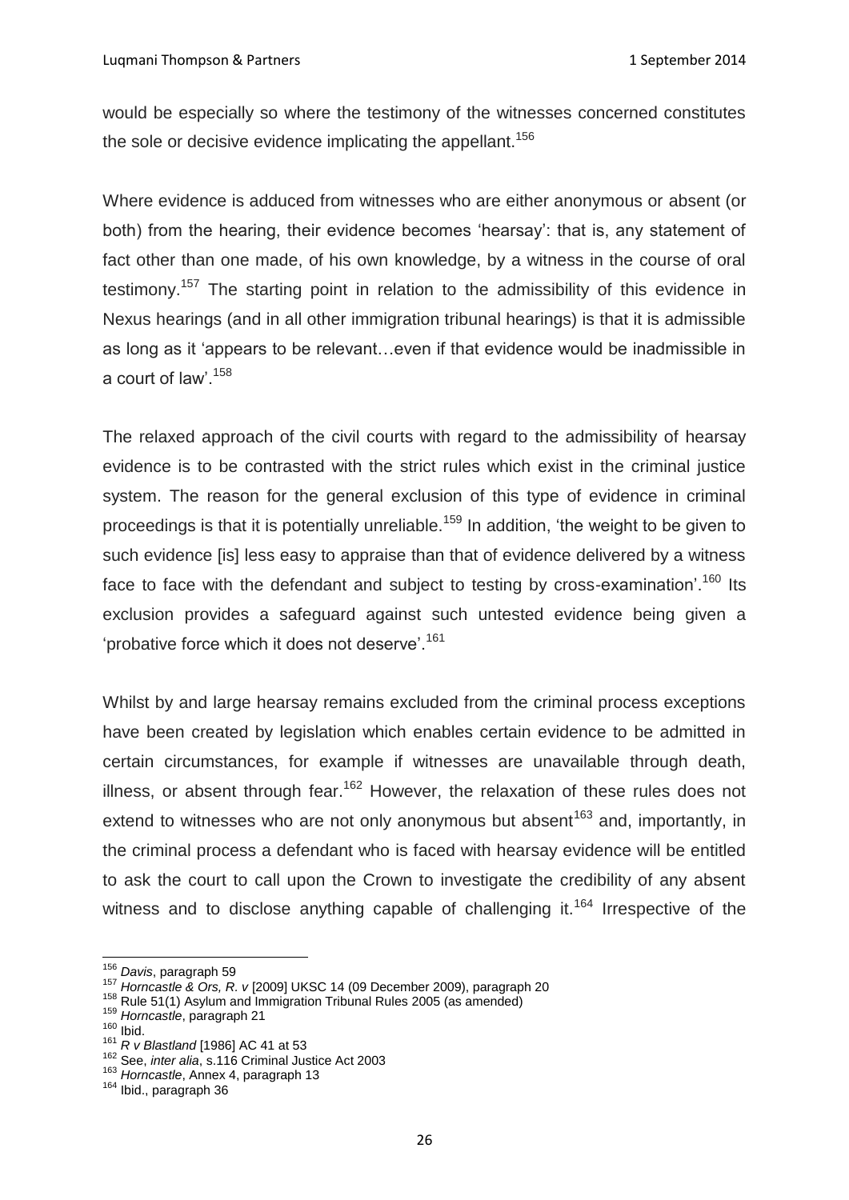would be especially so where the testimony of the witnesses concerned constitutes the sole or decisive evidence implicating the appellant.[156]

Where evidence is adduced from witnesses who are either anonymous or absent (or both) from the hearing, their evidence becomes 'hearsay': that is, any statement of fact other than one made, of his own knowledge, by a witness in the course of oral testimony.[157] The starting point in relation to the admissibility of this evidence in Nexus hearings (and in all other immigration tribunal hearings) is that it is admissible as long as it 'appears to be relevant…even if that evidence would be inadmissible in a court of law'.[158]

The relaxed approach of the civil courts with regard to the admissibility of hearsay evidence is to be contrasted with the strict rules which exist in the criminal justice system. The reason for the general exclusion of this type of evidence in criminal proceedings is that it is potentially unreliable.[159] In addition, 'the weight to be given to such evidence [is] less easy to appraise than that of evidence delivered by a witness face to face with the defendant and subject to testing by cross-examination'.[160] Its exclusion provides a safeguard against such untested evidence being given a 'probative force which it does not deserve'.[161]

Whilst by and large hearsay remains excluded from the criminal process exceptions have been created by legislation which enables certain evidence to be admitted in certain circumstances, for example if witnesses are unavailable through death, illness, or absent through fear.[162] However, the relaxation of these rules does not extend to witnesses who are not only anonymous but absent[163] and, importantly, in the criminal process a defendant who is faced with hearsay evidence will be entitled to ask the court to call upon the Crown to investigate the credibility of any absent witness and to disclose anything capable of challenging it.[164] Irrespective of the

---

[156] *Davis*, paragraph 59
[157] *Horncastle & Ors, R. v* [2009] UKSC 14 (09 December 2009), paragraph 20
[158] Rule 51(1) Asylum and Immigration Tribunal Rules 2005 (as amended)
[159] *Horncastle*, paragraph 21
[160] Ibid.
[161] *R v Blastland* [1986] AC 41 at 53
[162] See, *inter alia*, s.116 Criminal Justice Act 2003
[163] *Horncastle*, Annex 4, paragraph 13
[164] Ibid., paragraph 36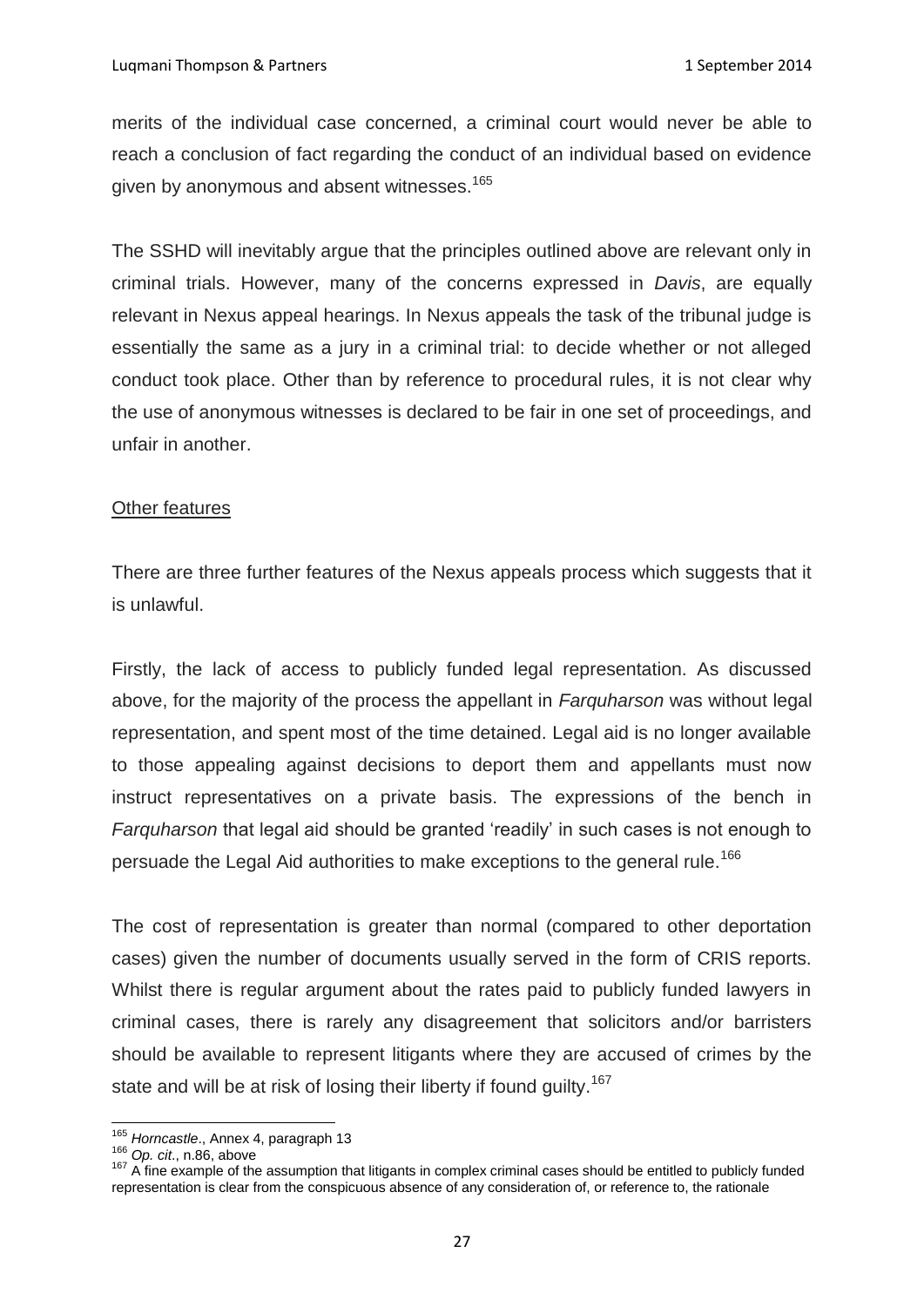merits of the individual case concerned, a criminal court would never be able to reach a conclusion of fact regarding the conduct of an individual based on evidence given by anonymous and absent witnesses.[165]

The SSHD will inevitably argue that the principles outlined above are relevant only in criminal trials. However, many of the concerns expressed in *Davis*, are equally relevant in Nexus appeal hearings. In Nexus appeals the task of the tribunal judge is essentially the same as a jury in a criminal trial: to decide whether or not alleged conduct took place. Other than by reference to procedural rules, it is not clear why the use of anonymous witnesses is declared to be fair in one set of proceedings, and unfair in another.

<u>Other features</u>

There are three further features of the Nexus appeals process which suggests that it is unlawful.

Firstly, the lack of access to publicly funded legal representation. As discussed above, for the majority of the process the appellant in *Farquharson* was without legal representation, and spent most of the time detained. Legal aid is no longer available to those appealing against decisions to deport them and appellants must now instruct representatives on a private basis. The expressions of the bench in *Farquharson* that legal aid should be granted 'readily' in such cases is not enough to persuade the Legal Aid authorities to make exceptions to the general rule.[166]

The cost of representation is greater than normal (compared to other deportation cases) given the number of documents usually served in the form of CRIS reports. Whilst there is regular argument about the rates paid to publicly funded lawyers in criminal cases, there is rarely any disagreement that solicitors and/or barristers should be available to represent litigants where they are accused of crimes by the state and will be at risk of losing their liberty if found guilty.[167]

---

[165] *Horncastle*., Annex 4, paragraph 13

[166] *Op. cit*., n.86, above

[167] A fine example of the assumption that litigants in complex criminal cases should be entitled to publicly funded representation is clear from the conspicuous absence of any consideration of, or reference to, the rationale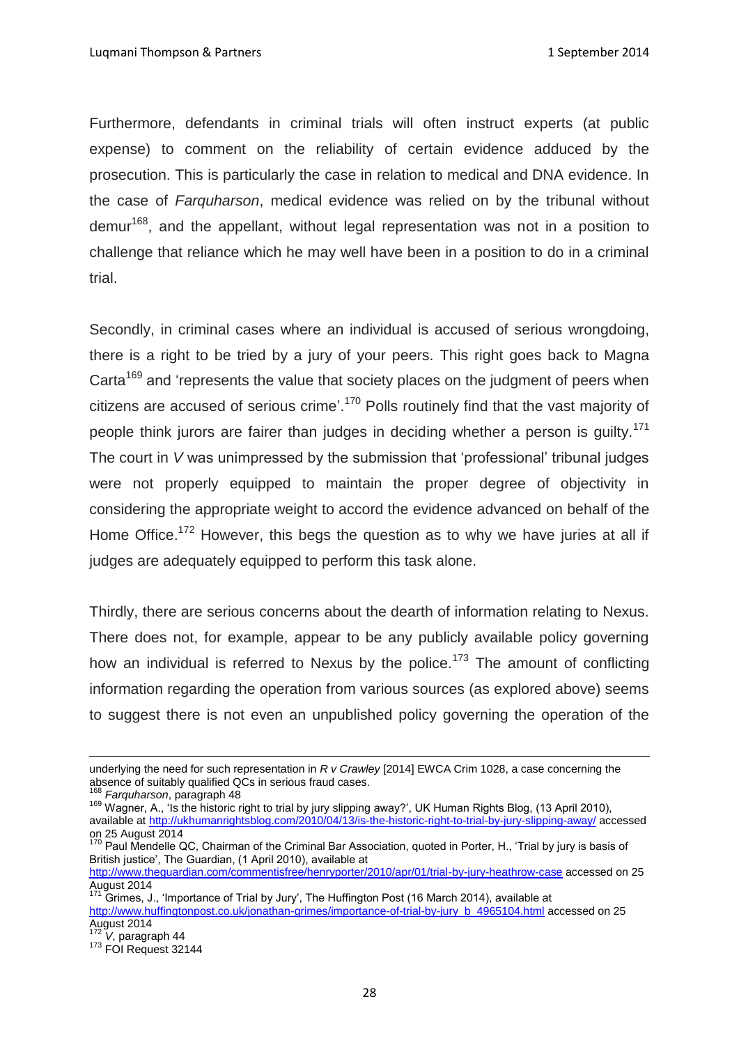Furthermore, defendants in criminal trials will often instruct experts (at public expense) to comment on the reliability of certain evidence adduced by the prosecution. This is particularly the case in relation to medical and DNA evidence. In the case of *Farquharson*, medical evidence was relied on by the tribunal without demur[168], and the appellant, without legal representation was not in a position to challenge that reliance which he may well have been in a position to do in a criminal trial.

Secondly, in criminal cases where an individual is accused of serious wrongdoing, there is a right to be tried by a jury of your peers. This right goes back to Magna Carta[169] and 'represents the value that society places on the judgment of peers when citizens are accused of serious crime'.[170] Polls routinely find that the vast majority of people think jurors are fairer than judges in deciding whether a person is guilty.[171] The court in *V* was unimpressed by the submission that 'professional' tribunal judges were not properly equipped to maintain the proper degree of objectivity in considering the appropriate weight to accord the evidence advanced on behalf of the Home Office.[172] However, this begs the question as to why we have juries at all if judges are adequately equipped to perform this task alone.

Thirdly, there are serious concerns about the dearth of information relating to Nexus. There does not, for example, appear to be any publicly available policy governing how an individual is referred to Nexus by the police.[173] The amount of conflicting information regarding the operation from various sources (as explored above) seems to suggest there is not even an unpublished policy governing the operation of the

---

underlying the need for such representation in *R v Crawley* [2014] EWCA Crim 1028, a case concerning the absence of suitably qualified QCs in serious fraud cases.

[168] *Farquharson*, paragraph 48

[169] Wagner, A., 'Is the historic right to trial by jury slipping away?', UK Human Rights Blog, (13 April 2010), available at http://ukhumanrightsblog.com/2010/04/13/is-the-historic-right-to-trial-by-jury-slipping-away/ accessed on 25 August 2014

[170] Paul Mendelle QC, Chairman of the Criminal Bar Association, quoted in Porter, H., 'Trial by jury is basis of British justice', The Guardian, (1 April 2010), available at http://www.theguardian.com/commentisfree/henryporter/2010/apr/01/trial-by-jury-heathrow-case accessed on 25 August 2014

[171] Grimes, J., 'Importance of Trial by Jury', The Huffington Post (16 March 2014), available at http://www.huffingtonpost.co.uk/jonathan-grimes/importance-of-trial-by-jury_b_4965104.html accessed on 25 August 2014

[172] *V*, paragraph 44

[173] FOI Request 32144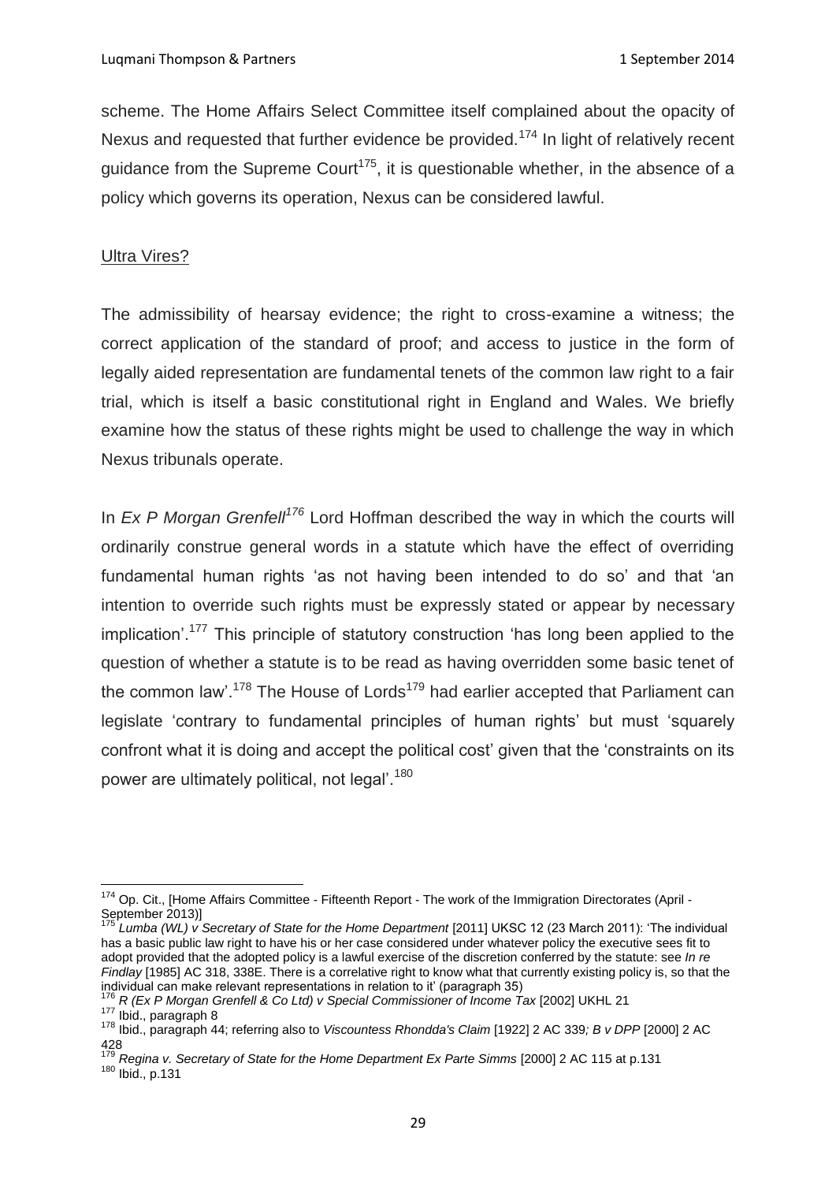scheme. The Home Affairs Select Committee itself complained about the opacity of Nexus and requested that further evidence be provided.[174] In light of relatively recent guidance from the Supreme Court[175], it is questionable whether, in the absence of a policy which governs its operation, Nexus can be considered lawful.

Ultra Vires?

The admissibility of hearsay evidence; the right to cross-examine a witness; the correct application of the standard of proof; and access to justice in the form of legally aided representation are fundamental tenets of the common law right to a fair trial, which is itself a basic constitutional right in England and Wales. We briefly examine how the status of these rights might be used to challenge the way in which Nexus tribunals operate.

In *Ex P Morgan Grenfell*[176] Lord Hoffman described the way in which the courts will ordinarily construe general words in a statute which have the effect of overriding fundamental human rights 'as not having been intended to do so' and that 'an intention to override such rights must be expressly stated or appear by necessary implication'.[177] This principle of statutory construction 'has long been applied to the question of whether a statute is to be read as having overridden some basic tenet of the common law'.[178] The House of Lords[179] had earlier accepted that Parliament can legislate 'contrary to fundamental principles of human rights' but must 'squarely confront what it is doing and accept the political cost' given that the 'constraints on its power are ultimately political, not legal'.[180]

---

[174] Op. Cit., [Home Affairs Committee - Fifteenth Report - The work of the Immigration Directorates (April - September 2013)]

[175] *Lumba (WL) v Secretary of State for the Home Department* [2011] UKSC 12 (23 March 2011): 'The individual has a basic public law right to have his or her case considered under whatever policy the executive sees fit to adopt provided that the adopted policy is a lawful exercise of the discretion conferred by the statute: see *In re Findlay* [1985] AC 318, 338E. There is a correlative right to know what that currently existing policy is, so that the individual can make relevant representations in relation to it' (paragraph 35)

[176] *R (Ex P Morgan Grenfell & Co Ltd) v Special Commissioner of Income Tax* [2002] UKHL 21

[177] Ibid., paragraph 8

[178] Ibid., paragraph 44; referring also to *Viscountess Rhondda's Claim* [1922] 2 AC 339*; B v DPP* [2000] 2 AC 428

[179] *Regina v. Secretary of State for the Home Department Ex Parte Simms* [2000] 2 AC 115 at p.131

[180] Ibid., p.131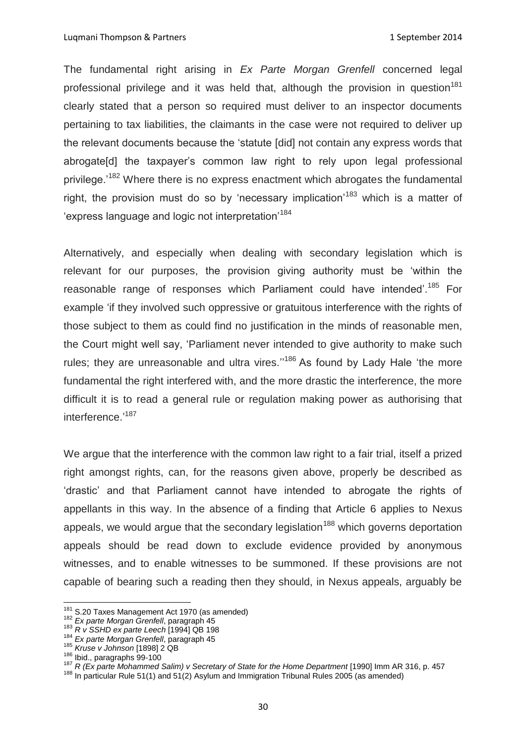The fundamental right arising in *Ex Parte Morgan Grenfell* concerned legal professional privilege and it was held that, although the provision in question[181] clearly stated that a person so required must deliver to an inspector documents pertaining to tax liabilities, the claimants in the case were not required to deliver up the relevant documents because the 'statute [did] not contain any express words that abrogate[d] the taxpayer's common law right to rely upon legal professional privilege.'[182] Where there is no express enactment which abrogates the fundamental right, the provision must do so by 'necessary implication'[183] which is a matter of 'express language and logic not interpretation'[184]

Alternatively, and especially when dealing with secondary legislation which is relevant for our purposes, the provision giving authority must be 'within the reasonable range of responses which Parliament could have intended'.[185] For example 'if they involved such oppressive or gratuitous interference with the rights of those subject to them as could find no justification in the minds of reasonable men, the Court might well say, 'Parliament never intended to give authority to make such rules; they are unreasonable and ultra vires.''[186] As found by Lady Hale 'the more fundamental the right interfered with, and the more drastic the interference, the more difficult it is to read a general rule or regulation making power as authorising that interference.'[187]

We argue that the interference with the common law right to a fair trial, itself a prized right amongst rights, can, for the reasons given above, properly be described as 'drastic' and that Parliament cannot have intended to abrogate the rights of appellants in this way. In the absence of a finding that Article 6 applies to Nexus appeals, we would argue that the secondary legislation[188] which governs deportation appeals should be read down to exclude evidence provided by anonymous witnesses, and to enable witnesses to be summoned. If these provisions are not capable of bearing such a reading then they should, in Nexus appeals, arguably be

---

[181] S.20 Taxes Management Act 1970 (as amended)

[182] *Ex parte Morgan Grenfell*, paragraph 45

[183] *R v SSHD ex parte Leech* [1994] QB 198

[184] *Ex parte Morgan Grenfell*, paragraph 45

[185] *Kruse v Johnson* [1898] 2 QB

[186] Ibid., paragraphs 99-100

[187] *R (Ex parte Mohammed Salim) v Secretary of State for the Home Department* [1990] Imm AR 316, p. 457

[188] In particular Rule 51(1) and 51(2) Asylum and Immigration Tribunal Rules 2005 (as amended)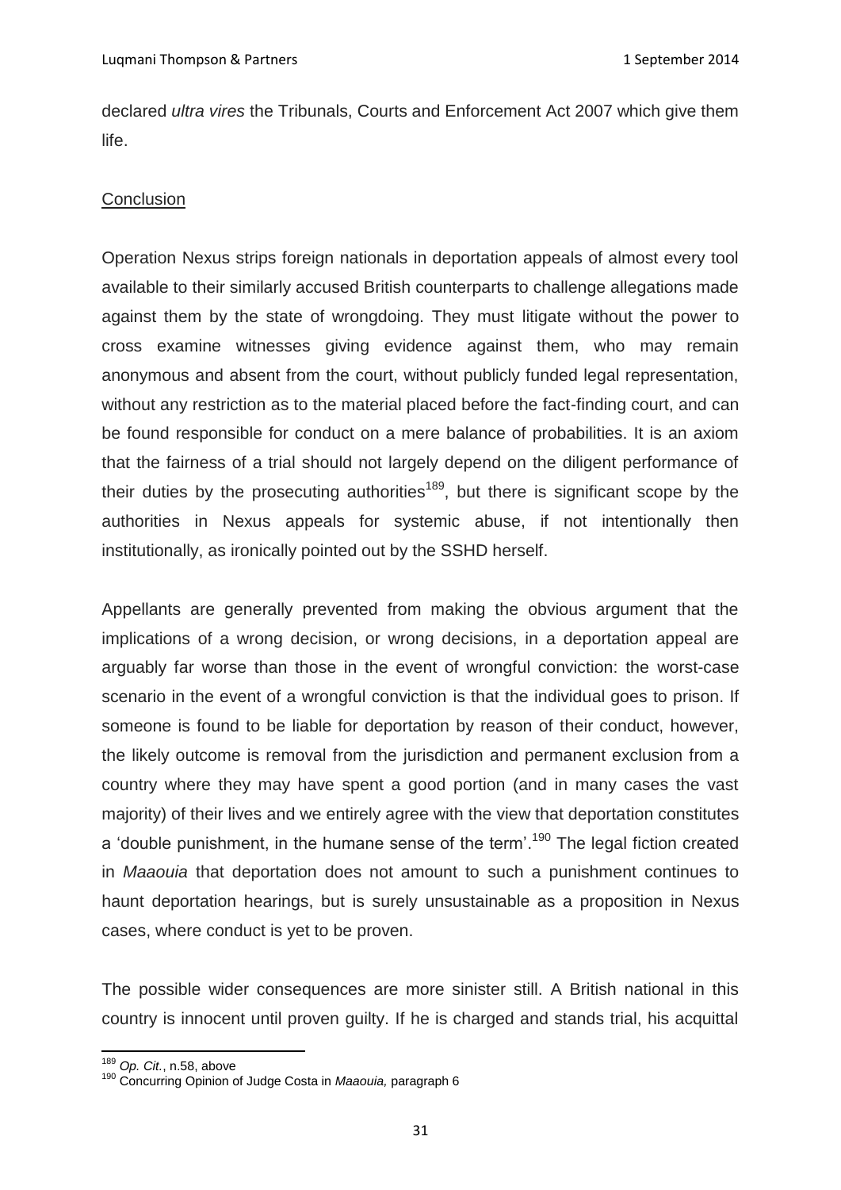declared *ultra vires* the Tribunals, Courts and Enforcement Act 2007 which give them life.

Conclusion

Operation Nexus strips foreign nationals in deportation appeals of almost every tool available to their similarly accused British counterparts to challenge allegations made against them by the state of wrongdoing. They must litigate without the power to cross examine witnesses giving evidence against them, who may remain anonymous and absent from the court, without publicly funded legal representation, without any restriction as to the material placed before the fact-finding court, and can be found responsible for conduct on a mere balance of probabilities. It is an axiom that the fairness of a trial should not largely depend on the diligent performance of their duties by the prosecuting authorities[189], but there is significant scope by the authorities in Nexus appeals for systemic abuse, if not intentionally then institutionally, as ironically pointed out by the SSHD herself.

Appellants are generally prevented from making the obvious argument that the implications of a wrong decision, or wrong decisions, in a deportation appeal are arguably far worse than those in the event of wrongful conviction: the worst-case scenario in the event of a wrongful conviction is that the individual goes to prison. If someone is found to be liable for deportation by reason of their conduct, however, the likely outcome is removal from the jurisdiction and permanent exclusion from a country where they may have spent a good portion (and in many cases the vast majority) of their lives and we entirely agree with the view that deportation constitutes a 'double punishment, in the humane sense of the term'.[190] The legal fiction created in *Maaouia* that deportation does not amount to such a punishment continues to haunt deportation hearings, but is surely unsustainable as a proposition in Nexus cases, where conduct is yet to be proven.

The possible wider consequences are more sinister still. A British national in this country is innocent until proven guilty. If he is charged and stands trial, his acquittal

[189] *Op. Cit.*, n.58, above

[190] Concurring Opinion of Judge Costa in *Maaouia,* paragraph 6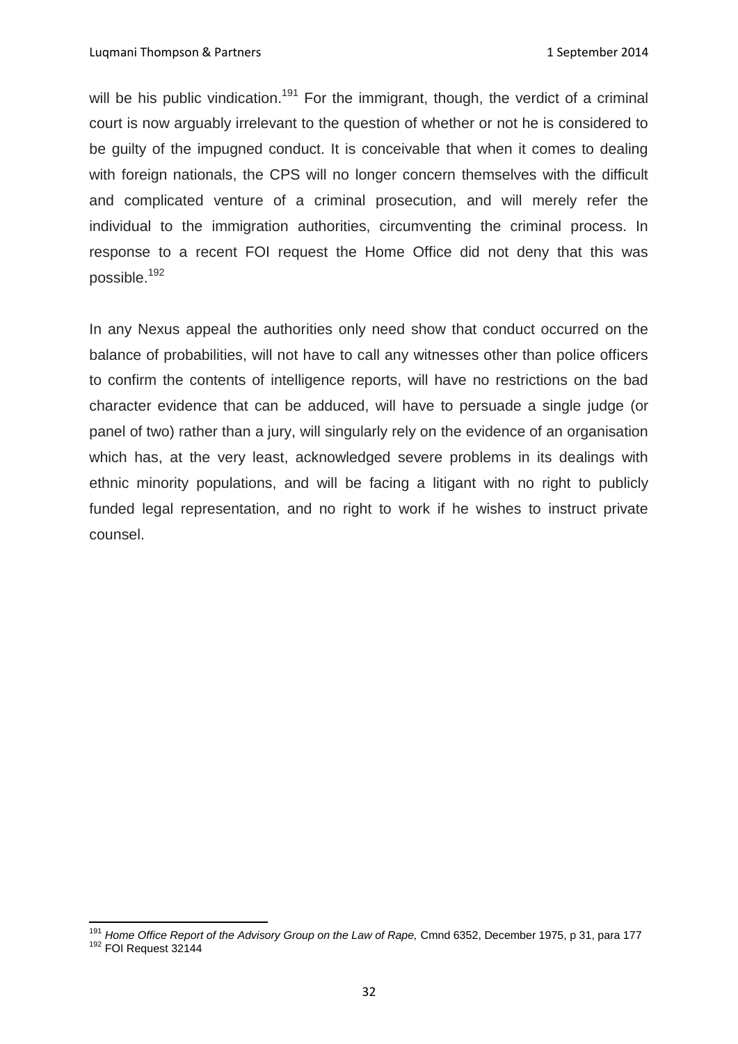will be his public vindication.[191] For the immigrant, though, the verdict of a criminal court is now arguably irrelevant to the question of whether or not he is considered to be guilty of the impugned conduct. It is conceivable that when it comes to dealing with foreign nationals, the CPS will no longer concern themselves with the difficult and complicated venture of a criminal prosecution, and will merely refer the individual to the immigration authorities, circumventing the criminal process. In response to a recent FOI request the Home Office did not deny that this was possible.[192]

In any Nexus appeal the authorities only need show that conduct occurred on the balance of probabilities, will not have to call any witnesses other than police officers to confirm the contents of intelligence reports, will have no restrictions on the bad character evidence that can be adduced, will have to persuade a single judge (or panel of two) rather than a jury, will singularly rely on the evidence of an organisation which has, at the very least, acknowledged severe problems in its dealings with ethnic minority populations, and will be facing a litigant with no right to publicly funded legal representation, and no right to work if he wishes to instruct private counsel.

---

[191] *Home Office Report of the Advisory Group on the Law of Rape,* Cmnd 6352, December 1975, p 31, para 177

[192] FOI Request 32144